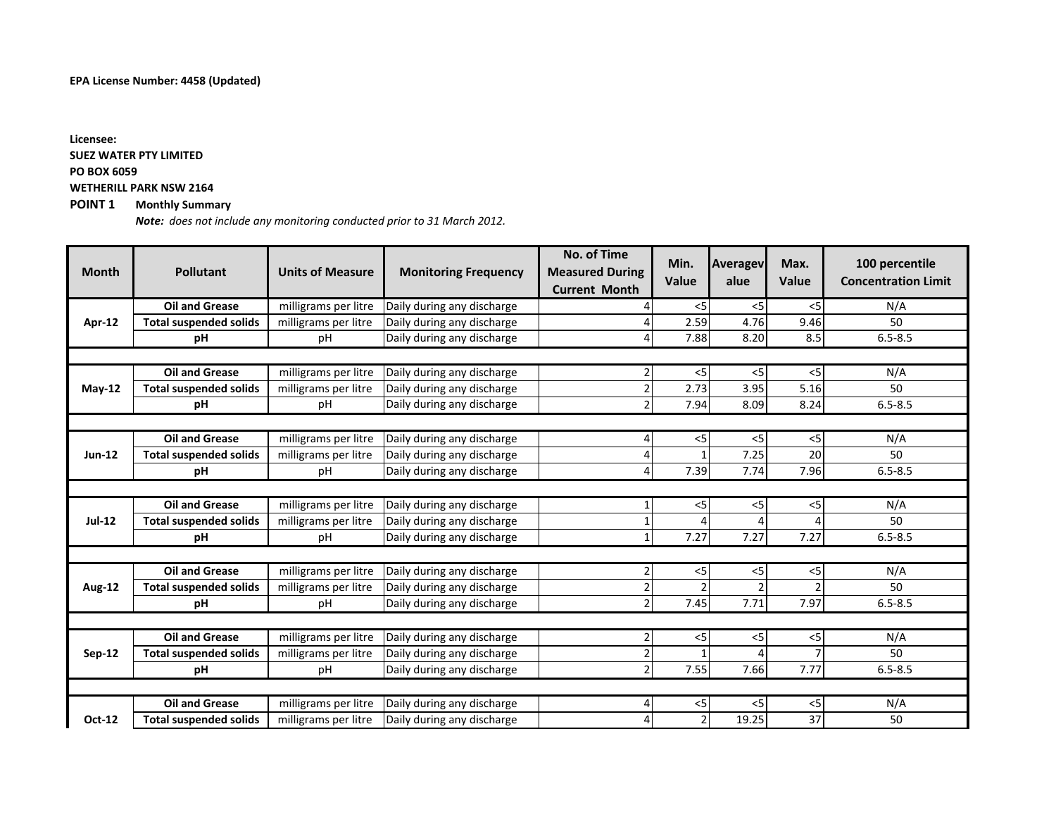**EPA License Number: 4458 (Updated)**

**Licensee:**
**SUEZ WATER PTY LIMITED**
**PO BOX 6059**
**WETHERILL PARK NSW 2164**

**POINT 1** **Monthly Summary**

***Note:** does not include any monitoring conducted prior to 31 March 2012.*

| Month | Pollutant | Units of Measure | Monitoring Frequency | No. of Time Measured During Current Month | Min. Value | Averagevalue | Max. Value | 100 percentile Concentration Limit |
|---|---|---|---|---|---|---|---|---|
| Apr-12 | Oil and Grease | milligrams per litre | Daily during any discharge | 4 | <5 | <5 | <5 | N/A |
| | Total suspended solids | milligrams per litre | Daily during any discharge | 4 | 2.59 | 4.76 | 9.46 | 50 |
| | pH | pH | Daily during any discharge | 4 | 7.88 | 8.20 | 8.5 | 6.5-8.5 |
| | | | | | | | | |
| May-12 | Oil and Grease | milligrams per litre | Daily during any discharge | 2 | <5 | <5 | <5 | N/A |
| | Total suspended solids | milligrams per litre | Daily during any discharge | 2 | 2.73 | 3.95 | 5.16 | 50 |
| | pH | pH | Daily during any discharge | 2 | 7.94 | 8.09 | 8.24 | 6.5-8.5 |
| | | | | | | | | |
| Jun-12 | Oil and Grease | milligrams per litre | Daily during any discharge | 4 | <5 | <5 | <5 | N/A |
| | Total suspended solids | milligrams per litre | Daily during any discharge | 4 | 1 | 7.25 | 20 | 50 |
| | pH | pH | Daily during any discharge | 4 | 7.39 | 7.74 | 7.96 | 6.5-8.5 |
| | | | | | | | | |
| Jul-12 | Oil and Grease | milligrams per litre | Daily during any discharge | 1 | <5 | <5 | <5 | N/A |
| | Total suspended solids | milligrams per litre | Daily during any discharge | 1 | 4 | 4 | 4 | 50 |
| | pH | pH | Daily during any discharge | 1 | 7.27 | 7.27 | 7.27 | 6.5-8.5 |
| | | | | | | | | |
| Aug-12 | Oil and Grease | milligrams per litre | Daily during any discharge | 2 | <5 | <5 | <5 | N/A |
| | Total suspended solids | milligrams per litre | Daily during any discharge | 2 | 2 | 2 | 2 | 50 |
| | pH | pH | Daily during any discharge | 2 | 7.45 | 7.71 | 7.97 | 6.5-8.5 |
| | | | | | | | | |
| Sep-12 | Oil and Grease | milligrams per litre | Daily during any discharge | 2 | <5 | <5 | <5 | N/A |
| | Total suspended solids | milligrams per litre | Daily during any discharge | 2 | 1 | 4 | 7 | 50 |
| | pH | pH | Daily during any discharge | 2 | 7.55 | 7.66 | 7.77 | 6.5-8.5 |
| | | | | | | | | |
| Oct-12 | Oil and Grease | milligrams per litre | Daily during any discharge | 4 | <5 | <5 | <5 | N/A |
| | Total suspended solids | milligrams per litre | Daily during any discharge | 4 | 2 | 19.25 | 37 | 50 |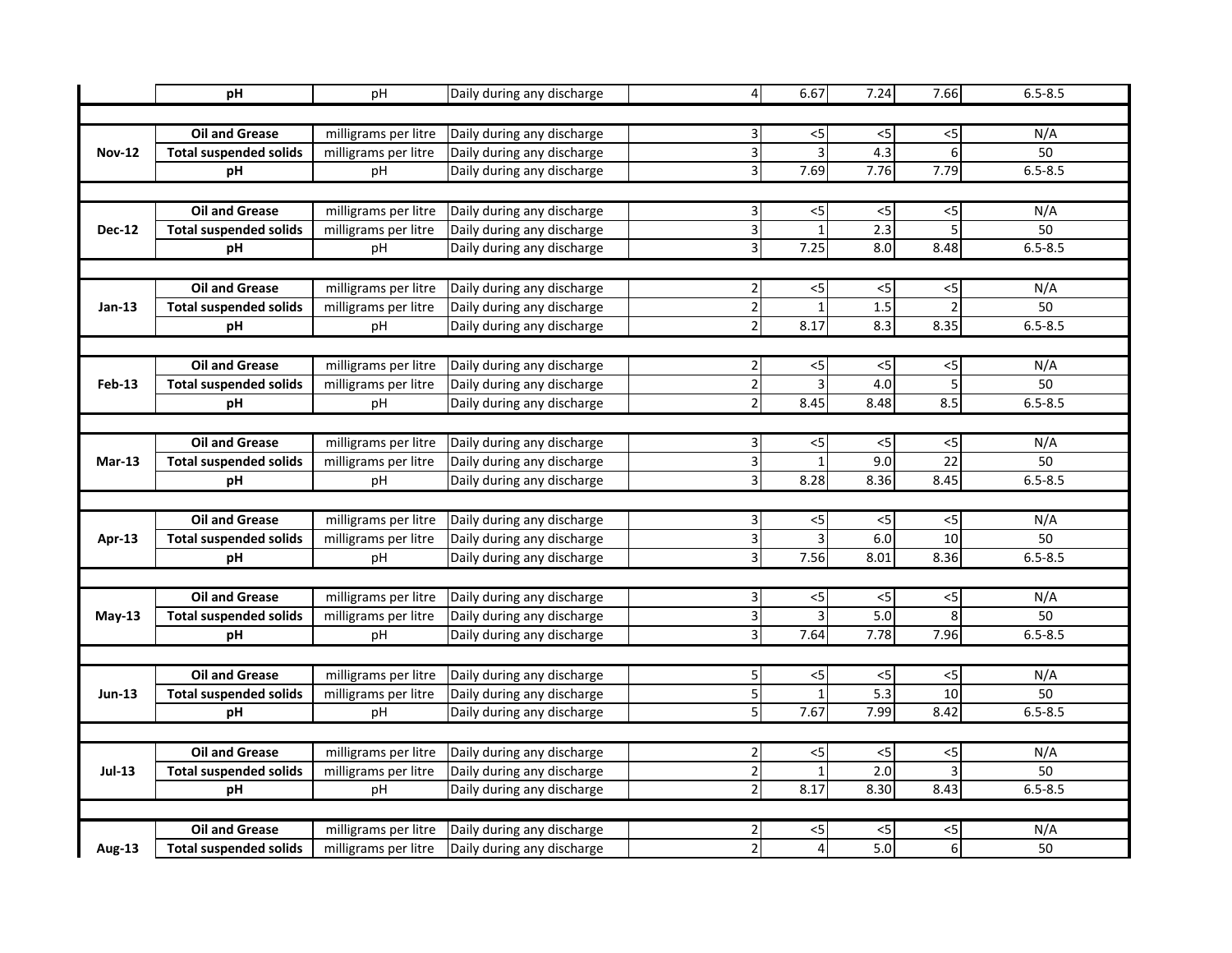| | | | | | | | | |
|---|---|---|---|---|---|---|---|---|
| | **pH** | pH | Daily during any discharge | 4 | 6.67 | 7.24 | 7.66 | 6.5-8.5 |
| | | | | | | | | |
| | **Oil and Grease** | milligrams per litre | Daily during any discharge | 3 | <5 | <5 | <5 | N/A |
| **Nov-12** | **Total suspended solids** | milligrams per litre | Daily during any discharge | 3 | 3 | 4.3 | 6 | 50 |
| | **pH** | pH | Daily during any discharge | 3 | 7.69 | 7.76 | 7.79 | 6.5-8.5 |
| | | | | | | | | |
| | **Oil and Grease** | milligrams per litre | Daily during any discharge | 3 | <5 | <5 | <5 | N/A |
| **Dec-12** | **Total suspended solids** | milligrams per litre | Daily during any discharge | 3 | 1 | 2.3 | 5 | 50 |
| | **pH** | pH | Daily during any discharge | 3 | 7.25 | 8.0 | 8.48 | 6.5-8.5 |
| | | | | | | | | |
| | **Oil and Grease** | milligrams per litre | Daily during any discharge | 2 | <5 | <5 | <5 | N/A |
| **Jan-13** | **Total suspended solids** | milligrams per litre | Daily during any discharge | 2 | 1 | 1.5 | 2 | 50 |
| | **pH** | pH | Daily during any discharge | 2 | 8.17 | 8.3 | 8.35 | 6.5-8.5 |
| | | | | | | | | |
| | **Oil and Grease** | milligrams per litre | Daily during any discharge | 2 | <5 | <5 | <5 | N/A |
| **Feb-13** | **Total suspended solids** | milligrams per litre | Daily during any discharge | 2 | 3 | 4.0 | 5 | 50 |
| | **pH** | pH | Daily during any discharge | 2 | 8.45 | 8.48 | 8.5 | 6.5-8.5 |
| | | | | | | | | |
| | **Oil and Grease** | milligrams per litre | Daily during any discharge | 3 | <5 | <5 | <5 | N/A |
| **Mar-13** | **Total suspended solids** | milligrams per litre | Daily during any discharge | 3 | 1 | 9.0 | 22 | 50 |
| | **pH** | pH | Daily during any discharge | 3 | 8.28 | 8.36 | 8.45 | 6.5-8.5 |
| | | | | | | | | |
| | **Oil and Grease** | milligrams per litre | Daily during any discharge | 3 | <5 | <5 | <5 | N/A |
| **Apr-13** | **Total suspended solids** | milligrams per litre | Daily during any discharge | 3 | 3 | 6.0 | 10 | 50 |
| | **pH** | pH | Daily during any discharge | 3 | 7.56 | 8.01 | 8.36 | 6.5-8.5 |
| | | | | | | | | |
| | **Oil and Grease** | milligrams per litre | Daily during any discharge | 3 | <5 | <5 | <5 | N/A |
| **May-13** | **Total suspended solids** | milligrams per litre | Daily during any discharge | 3 | 3 | 5.0 | 8 | 50 |
| | **pH** | pH | Daily during any discharge | 3 | 7.64 | 7.78 | 7.96 | 6.5-8.5 |
| | | | | | | | | |
| | **Oil and Grease** | milligrams per litre | Daily during any discharge | 5 | <5 | <5 | <5 | N/A |
| **Jun-13** | **Total suspended solids** | milligrams per litre | Daily during any discharge | 5 | 1 | 5.3 | 10 | 50 |
| | **pH** | pH | Daily during any discharge | 5 | 7.67 | 7.99 | 8.42 | 6.5-8.5 |
| | | | | | | | | |
| | **Oil and Grease** | milligrams per litre | Daily during any discharge | 2 | <5 | <5 | <5 | N/A |
| **Jul-13** | **Total suspended solids** | milligrams per litre | Daily during any discharge | 2 | 1 | 2.0 | 3 | 50 |
| | **pH** | pH | Daily during any discharge | 2 | 8.17 | 8.30 | 8.43 | 6.5-8.5 |
| | | | | | | | | |
| | **Oil and Grease** | milligrams per litre | Daily during any discharge | 2 | <5 | <5 | <5 | N/A |
| **Aug-13** | **Total suspended solids** | milligrams per litre | Daily during any discharge | 2 | 4 | 5.0 | 6 | 50 |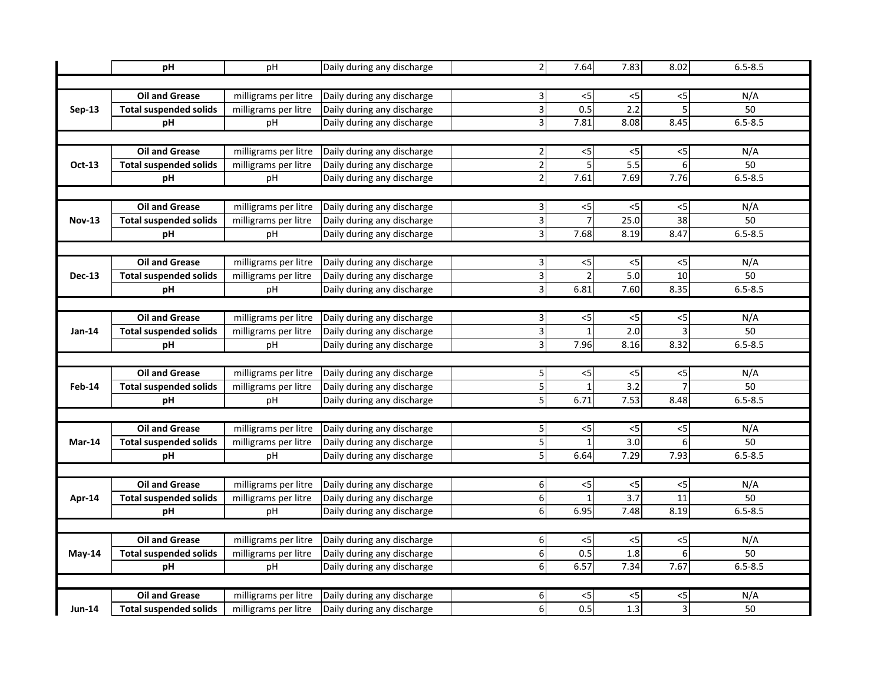|  |  |  |  |  |  |  |  |  |
|---|---|---|---|---|---|---|---|---|
|  | **pH** | pH | Daily during any discharge | 2 | 7.64 | 7.83 | 8.02 | 6.5-8.5 |
|  |  |  |  |  |  |  |  |  |
| **Sep-13** | **Oil and Grease** | milligrams per litre | Daily during any discharge | 3 | <5 | <5 | <5 | N/A |
|  | **Total suspended solids** | milligrams per litre | Daily during any discharge | 3 | 0.5 | 2.2 | 5 | 50 |
|  | **pH** | pH | Daily during any discharge | 3 | 7.81 | 8.08 | 8.45 | 6.5-8.5 |
|  |  |  |  |  |  |  |  |  |
| **Oct-13** | **Oil and Grease** | milligrams per litre | Daily during any discharge | 2 | <5 | <5 | <5 | N/A |
|  | **Total suspended solids** | milligrams per litre | Daily during any discharge | 2 | 5 | 5.5 | 6 | 50 |
|  | **pH** | pH | Daily during any discharge | 2 | 7.61 | 7.69 | 7.76 | 6.5-8.5 |
|  |  |  |  |  |  |  |  |  |
| **Nov-13** | **Oil and Grease** | milligrams per litre | Daily during any discharge | 3 | <5 | <5 | <5 | N/A |
|  | **Total suspended solids** | milligrams per litre | Daily during any discharge | 3 | 7 | 25.0 | 38 | 50 |
|  | **pH** | pH | Daily during any discharge | 3 | 7.68 | 8.19 | 8.47 | 6.5-8.5 |
|  |  |  |  |  |  |  |  |  |
| **Dec-13** | **Oil and Grease** | milligrams per litre | Daily during any discharge | 3 | <5 | <5 | <5 | N/A |
|  | **Total suspended solids** | milligrams per litre | Daily during any discharge | 3 | 2 | 5.0 | 10 | 50 |
|  | **pH** | pH | Daily during any discharge | 3 | 6.81 | 7.60 | 8.35 | 6.5-8.5 |
|  |  |  |  |  |  |  |  |  |
| **Jan-14** | **Oil and Grease** | milligrams per litre | Daily during any discharge | 3 | <5 | <5 | <5 | N/A |
|  | **Total suspended solids** | milligrams per litre | Daily during any discharge | 3 | 1 | 2.0 | 3 | 50 |
|  | **pH** | pH | Daily during any discharge | 3 | 7.96 | 8.16 | 8.32 | 6.5-8.5 |
|  |  |  |  |  |  |  |  |  |
| **Feb-14** | **Oil and Grease** | milligrams per litre | Daily during any discharge | 5 | <5 | <5 | <5 | N/A |
|  | **Total suspended solids** | milligrams per litre | Daily during any discharge | 5 | 1 | 3.2 | 7 | 50 |
|  | **pH** | pH | Daily during any discharge | 5 | 6.71 | 7.53 | 8.48 | 6.5-8.5 |
|  |  |  |  |  |  |  |  |  |
| **Mar-14** | **Oil and Grease** | milligrams per litre | Daily during any discharge | 5 | <5 | <5 | <5 | N/A |
|  | **Total suspended solids** | milligrams per litre | Daily during any discharge | 5 | 1 | 3.0 | 6 | 50 |
|  | **pH** | pH | Daily during any discharge | 5 | 6.64 | 7.29 | 7.93 | 6.5-8.5 |
|  |  |  |  |  |  |  |  |  |
| **Apr-14** | **Oil and Grease** | milligrams per litre | Daily during any discharge | 6 | <5 | <5 | <5 | N/A |
|  | **Total suspended solids** | milligrams per litre | Daily during any discharge | 6 | 1 | 3.7 | 11 | 50 |
|  | **pH** | pH | Daily during any discharge | 6 | 6.95 | 7.48 | 8.19 | 6.5-8.5 |
|  |  |  |  |  |  |  |  |  |
| **May-14** | **Oil and Grease** | milligrams per litre | Daily during any discharge | 6 | <5 | <5 | <5 | N/A |
|  | **Total suspended solids** | milligrams per litre | Daily during any discharge | 6 | 0.5 | 1.8 | 6 | 50 |
|  | **pH** | pH | Daily during any discharge | 6 | 6.57 | 7.34 | 7.67 | 6.5-8.5 |
|  |  |  |  |  |  |  |  |  |
| **Jun-14** | **Oil and Grease** | milligrams per litre | Daily during any discharge | 6 | <5 | <5 | <5 | N/A |
|  | **Total suspended solids** | milligrams per litre | Daily during any discharge | 6 | 0.5 | 1.3 | 3 | 50 |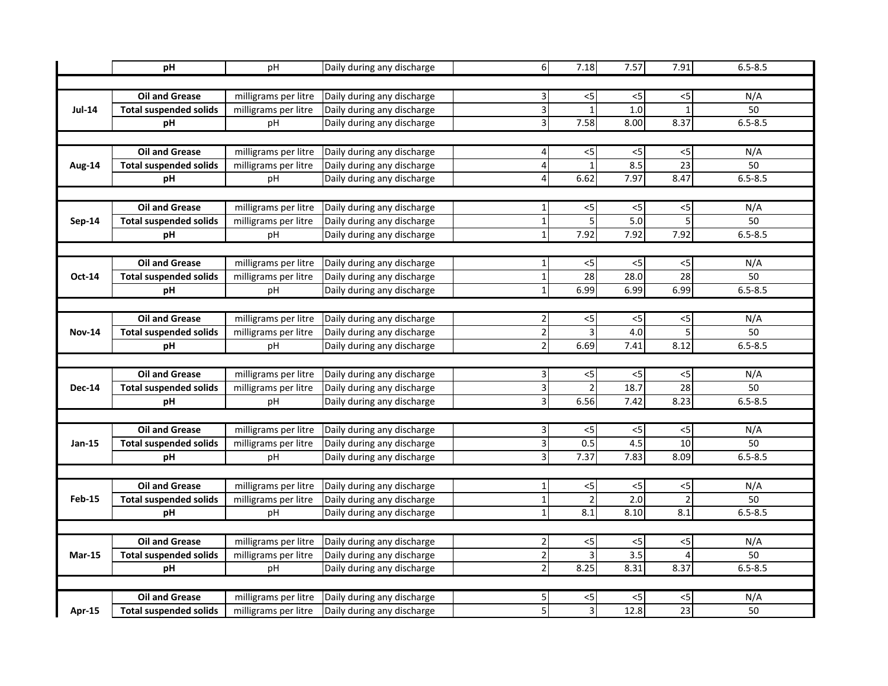| | pH | pH | Daily during any discharge | 6 | 7.18 | 7.57 | 7.91 | 6.5-8.5 |
|---|---|---|---|---|---|---|---|---|
| | | | | | | | | |
| Jul-14 | Oil and Grease | milligrams per litre | Daily during any discharge | 3 | <5 | <5 | <5 | N/A |
| | Total suspended solids | milligrams per litre | Daily during any discharge | 3 | 1 | 1.0 | 1 | 50 |
| | pH | pH | Daily during any discharge | 3 | 7.58 | 8.00 | 8.37 | 6.5-8.5 |
| | | | | | | | | |
| Aug-14 | Oil and Grease | milligrams per litre | Daily during any discharge | 4 | <5 | <5 | <5 | N/A |
| | Total suspended solids | milligrams per litre | Daily during any discharge | 4 | 1 | 8.5 | 23 | 50 |
| | pH | pH | Daily during any discharge | 4 | 6.62 | 7.97 | 8.47 | 6.5-8.5 |
| | | | | | | | | |
| Sep-14 | Oil and Grease | milligrams per litre | Daily during any discharge | 1 | <5 | <5 | <5 | N/A |
| | Total suspended solids | milligrams per litre | Daily during any discharge | 1 | 5 | 5.0 | 5 | 50 |
| | pH | pH | Daily during any discharge | 1 | 7.92 | 7.92 | 7.92 | 6.5-8.5 |
| | | | | | | | | |
| Oct-14 | Oil and Grease | milligrams per litre | Daily during any discharge | 1 | <5 | <5 | <5 | N/A |
| | Total suspended solids | milligrams per litre | Daily during any discharge | 1 | 28 | 28.0 | 28 | 50 |
| | pH | pH | Daily during any discharge | 1 | 6.99 | 6.99 | 6.99 | 6.5-8.5 |
| | | | | | | | | |
| Nov-14 | Oil and Grease | milligrams per litre | Daily during any discharge | 2 | <5 | <5 | <5 | N/A |
| | Total suspended solids | milligrams per litre | Daily during any discharge | 2 | 3 | 4.0 | 5 | 50 |
| | pH | pH | Daily during any discharge | 2 | 6.69 | 7.41 | 8.12 | 6.5-8.5 |
| | | | | | | | | |
| Dec-14 | Oil and Grease | milligrams per litre | Daily during any discharge | 3 | <5 | <5 | <5 | N/A |
| | Total suspended solids | milligrams per litre | Daily during any discharge | 3 | 2 | 18.7 | 28 | 50 |
| | pH | pH | Daily during any discharge | 3 | 6.56 | 7.42 | 8.23 | 6.5-8.5 |
| | | | | | | | | |
| Jan-15 | Oil and Grease | milligrams per litre | Daily during any discharge | 3 | <5 | <5 | <5 | N/A |
| | Total suspended solids | milligrams per litre | Daily during any discharge | 3 | 0.5 | 4.5 | 10 | 50 |
| | pH | pH | Daily during any discharge | 3 | 7.37 | 7.83 | 8.09 | 6.5-8.5 |
| | | | | | | | | |
| Feb-15 | Oil and Grease | milligrams per litre | Daily during any discharge | 1 | <5 | <5 | <5 | N/A |
| | Total suspended solids | milligrams per litre | Daily during any discharge | 1 | 2 | 2.0 | 2 | 50 |
| | pH | pH | Daily during any discharge | 1 | 8.1 | 8.10 | 8.1 | 6.5-8.5 |
| | | | | | | | | |
| Mar-15 | Oil and Grease | milligrams per litre | Daily during any discharge | 2 | <5 | <5 | <5 | N/A |
| | Total suspended solids | milligrams per litre | Daily during any discharge | 2 | 3 | 3.5 | 4 | 50 |
| | pH | pH | Daily during any discharge | 2 | 8.25 | 8.31 | 8.37 | 6.5-8.5 |
| | | | | | | | | |
| Apr-15 | Oil and Grease | milligrams per litre | Daily during any discharge | 5 | <5 | <5 | <5 | N/A |
| | Total suspended solids | milligrams per litre | Daily during any discharge | 5 | 3 | 12.8 | 23 | 50 |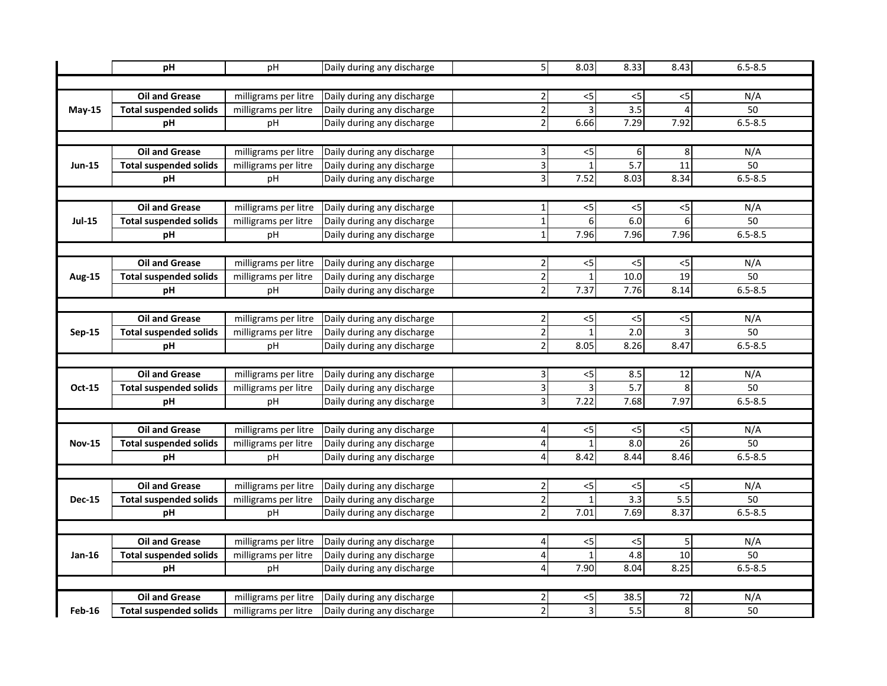| | | | | | | | | |
|---|---|---|---|---|---|---|---|---|
| | **pH** | pH | Daily during any discharge | 5 | 8.03 | 8.33 | 8.43 | 6.5-8.5 |
| | | | | | | | | |
| **May-15** | **Oil and Grease** | milligrams per litre | Daily during any discharge | 2 | <5 | <5 | <5 | N/A |
| | **Total suspended solids** | milligrams per litre | Daily during any discharge | 2 | 3 | 3.5 | 4 | 50 |
| | **pH** | pH | Daily during any discharge | 2 | 6.66 | 7.29 | 7.92 | 6.5-8.5 |
| | | | | | | | | |
| **Jun-15** | **Oil and Grease** | milligrams per litre | Daily during any discharge | 3 | <5 | 6 | 8 | N/A |
| | **Total suspended solids** | milligrams per litre | Daily during any discharge | 3 | 1 | 5.7 | 11 | 50 |
| | **pH** | pH | Daily during any discharge | 3 | 7.52 | 8.03 | 8.34 | 6.5-8.5 |
| | | | | | | | | |
| **Jul-15** | **Oil and Grease** | milligrams per litre | Daily during any discharge | 1 | <5 | <5 | <5 | N/A |
| | **Total suspended solids** | milligrams per litre | Daily during any discharge | 1 | 6 | 6.0 | 6 | 50 |
| | **pH** | pH | Daily during any discharge | 1 | 7.96 | 7.96 | 7.96 | 6.5-8.5 |
| | | | | | | | | |
| **Aug-15** | **Oil and Grease** | milligrams per litre | Daily during any discharge | 2 | <5 | <5 | <5 | N/A |
| | **Total suspended solids** | milligrams per litre | Daily during any discharge | 2 | 1 | 10.0 | 19 | 50 |
| | **pH** | pH | Daily during any discharge | 2 | 7.37 | 7.76 | 8.14 | 6.5-8.5 |
| | | | | | | | | |
| **Sep-15** | **Oil and Grease** | milligrams per litre | Daily during any discharge | 2 | <5 | <5 | <5 | N/A |
| | **Total suspended solids** | milligrams per litre | Daily during any discharge | 2 | 1 | 2.0 | 3 | 50 |
| | **pH** | pH | Daily during any discharge | 2 | 8.05 | 8.26 | 8.47 | 6.5-8.5 |
| | | | | | | | | |
| **Oct-15** | **Oil and Grease** | milligrams per litre | Daily during any discharge | 3 | <5 | 8.5 | 12 | N/A |
| | **Total suspended solids** | milligrams per litre | Daily during any discharge | 3 | 3 | 5.7 | 8 | 50 |
| | **pH** | pH | Daily during any discharge | 3 | 7.22 | 7.68 | 7.97 | 6.5-8.5 |
| | | | | | | | | |
| **Nov-15** | **Oil and Grease** | milligrams per litre | Daily during any discharge | 4 | <5 | <5 | <5 | N/A |
| | **Total suspended solids** | milligrams per litre | Daily during any discharge | 4 | 1 | 8.0 | 26 | 50 |
| | **pH** | pH | Daily during any discharge | 4 | 8.42 | 8.44 | 8.46 | 6.5-8.5 |
| | | | | | | | | |
| **Dec-15** | **Oil and Grease** | milligrams per litre | Daily during any discharge | 2 | <5 | <5 | <5 | N/A |
| | **Total suspended solids** | milligrams per litre | Daily during any discharge | 2 | 1 | 3.3 | 5.5 | 50 |
| | **pH** | pH | Daily during any discharge | 2 | 7.01 | 7.69 | 8.37 | 6.5-8.5 |
| | | | | | | | | |
| **Jan-16** | **Oil and Grease** | milligrams per litre | Daily during any discharge | 4 | <5 | <5 | 5 | N/A |
| | **Total suspended solids** | milligrams per litre | Daily during any discharge | 4 | 1 | 4.8 | 10 | 50 |
| | **pH** | pH | Daily during any discharge | 4 | 7.90 | 8.04 | 8.25 | 6.5-8.5 |
| | | | | | | | | |
| **Feb-16** | **Oil and Grease** | milligrams per litre | Daily during any discharge | 2 | <5 | 38.5 | 72 | N/A |
| | **Total suspended solids** | milligrams per litre | Daily during any discharge | 2 | 3 | 5.5 | 8 | 50 |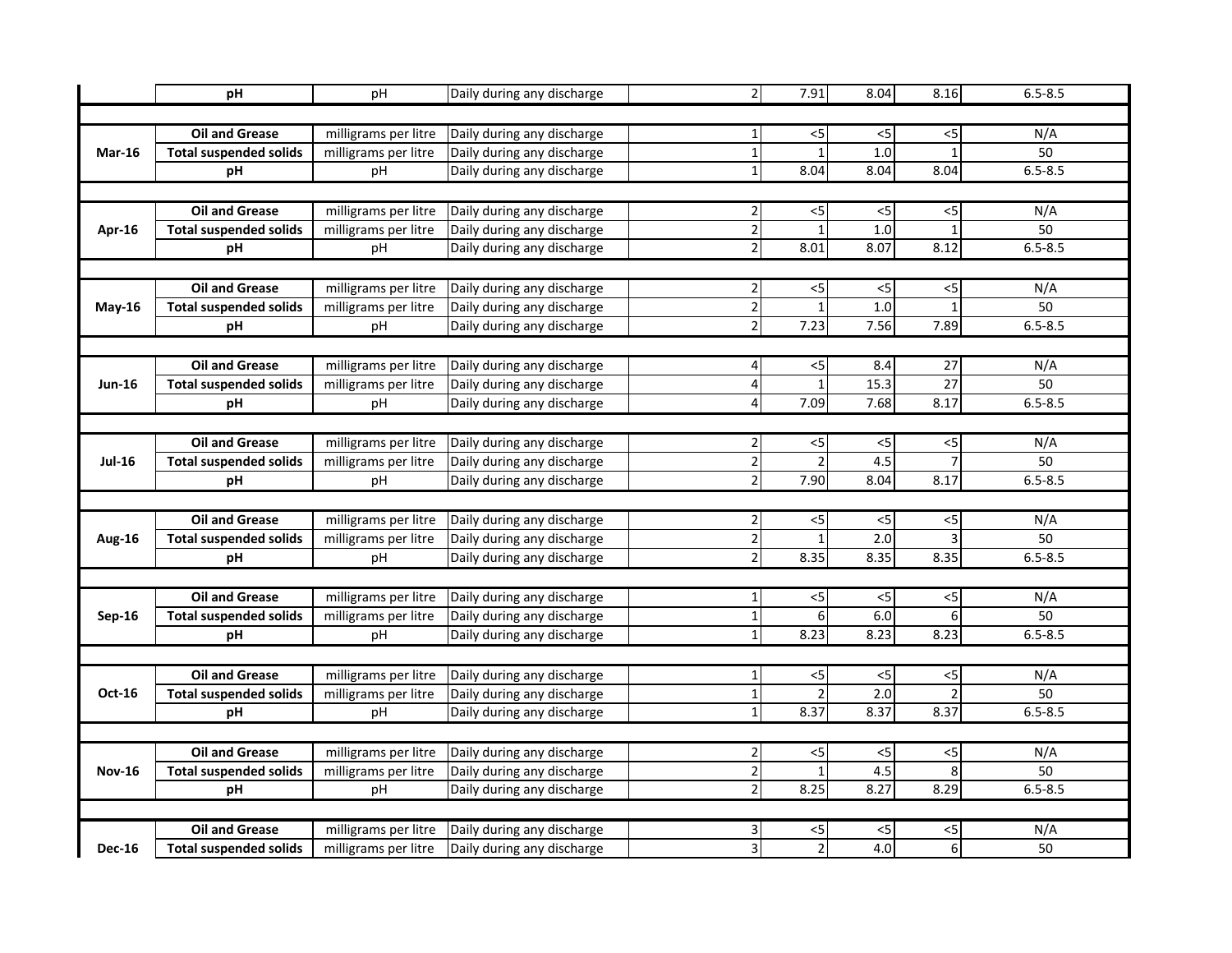| | | | | | | | | |
|---|---|---|---|---|---|---|---|---|
| | **pH** | pH | Daily during any discharge | 2 | 7.91 | 8.04 | 8.16 | 6.5-8.5 |
| | | | | | | | | |
| **Mar-16** | **Oil and Grease** | milligrams per litre | Daily during any discharge | 1 | <5 | <5 | <5 | N/A |
| | **Total suspended solids** | milligrams per litre | Daily during any discharge | 1 | 1 | 1.0 | 1 | 50 |
| | **pH** | pH | Daily during any discharge | 1 | 8.04 | 8.04 | 8.04 | 6.5-8.5 |
| | | | | | | | | |
| **Apr-16** | **Oil and Grease** | milligrams per litre | Daily during any discharge | 2 | <5 | <5 | <5 | N/A |
| | **Total suspended solids** | milligrams per litre | Daily during any discharge | 2 | 1 | 1.0 | 1 | 50 |
| | **pH** | pH | Daily during any discharge | 2 | 8.01 | 8.07 | 8.12 | 6.5-8.5 |
| | | | | | | | | |
| **May-16** | **Oil and Grease** | milligrams per litre | Daily during any discharge | 2 | <5 | <5 | <5 | N/A |
| | **Total suspended solids** | milligrams per litre | Daily during any discharge | 2 | 1 | 1.0 | 1 | 50 |
| | **pH** | pH | Daily during any discharge | 2 | 7.23 | 7.56 | 7.89 | 6.5-8.5 |
| | | | | | | | | |
| **Jun-16** | **Oil and Grease** | milligrams per litre | Daily during any discharge | 4 | <5 | 8.4 | 27 | N/A |
| | **Total suspended solids** | milligrams per litre | Daily during any discharge | 4 | 1 | 15.3 | 27 | 50 |
| | **pH** | pH | Daily during any discharge | 4 | 7.09 | 7.68 | 8.17 | 6.5-8.5 |
| | | | | | | | | |
| **Jul-16** | **Oil and Grease** | milligrams per litre | Daily during any discharge | 2 | <5 | <5 | <5 | N/A |
| | **Total suspended solids** | milligrams per litre | Daily during any discharge | 2 | 2 | 4.5 | 7 | 50 |
| | **pH** | pH | Daily during any discharge | 2 | 7.90 | 8.04 | 8.17 | 6.5-8.5 |
| | | | | | | | | |
| **Aug-16** | **Oil and Grease** | milligrams per litre | Daily during any discharge | 2 | <5 | <5 | <5 | N/A |
| | **Total suspended solids** | milligrams per litre | Daily during any discharge | 2 | 1 | 2.0 | 3 | 50 |
| | **pH** | pH | Daily during any discharge | 2 | 8.35 | 8.35 | 8.35 | 6.5-8.5 |
| | | | | | | | | |
| **Sep-16** | **Oil and Grease** | milligrams per litre | Daily during any discharge | 1 | <5 | <5 | <5 | N/A |
| | **Total suspended solids** | milligrams per litre | Daily during any discharge | 1 | 6 | 6.0 | 6 | 50 |
| | **pH** | pH | Daily during any discharge | 1 | 8.23 | 8.23 | 8.23 | 6.5-8.5 |
| | | | | | | | | |
| **Oct-16** | **Oil and Grease** | milligrams per litre | Daily during any discharge | 1 | <5 | <5 | <5 | N/A |
| | **Total suspended solids** | milligrams per litre | Daily during any discharge | 1 | 2 | 2.0 | 2 | 50 |
| | **pH** | pH | Daily during any discharge | 1 | 8.37 | 8.37 | 8.37 | 6.5-8.5 |
| | | | | | | | | |
| **Nov-16** | **Oil and Grease** | milligrams per litre | Daily during any discharge | 2 | <5 | <5 | <5 | N/A |
| | **Total suspended solids** | milligrams per litre | Daily during any discharge | 2 | 1 | 4.5 | 8 | 50 |
| | **pH** | pH | Daily during any discharge | 2 | 8.25 | 8.27 | 8.29 | 6.5-8.5 |
| | | | | | | | | |
| **Dec-16** | **Oil and Grease** | milligrams per litre | Daily during any discharge | 3 | <5 | <5 | <5 | N/A |
| | **Total suspended solids** | milligrams per litre | Daily during any discharge | 3 | 2 | 4.0 | 6 | 50 |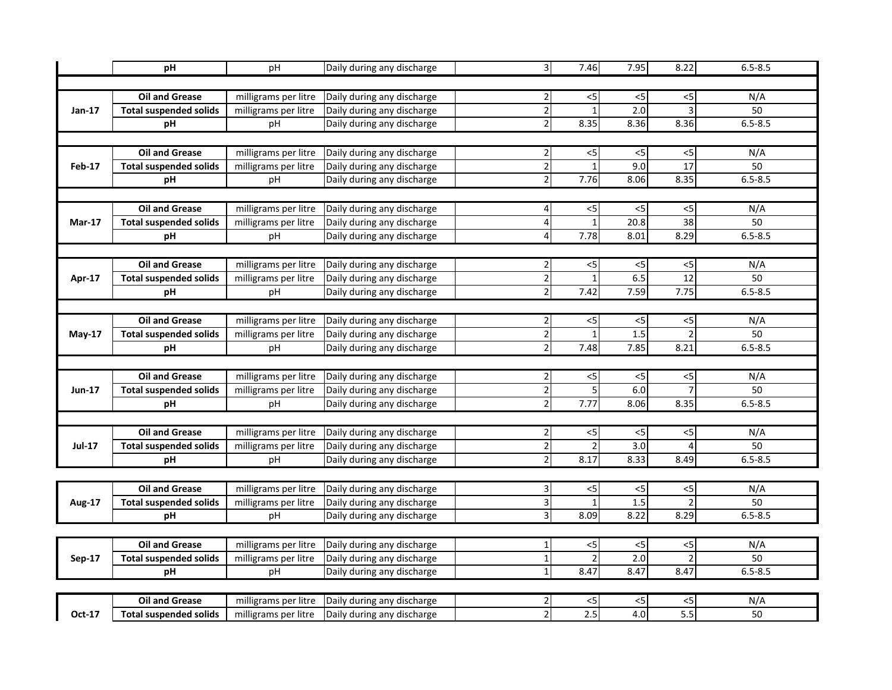| | | | | | | | | |
|---|---|---|---|---|---|---|---|---|
| | **pH** | pH | Daily during any discharge | 3 | 7.46 | 7.95 | 8.22 | 6.5-8.5 |
| **Jan-17** | **Oil and Grease** | milligrams per litre | Daily during any discharge | 2 | <5 | <5 | <5 | N/A |
| | **Total suspended solids** | milligrams per litre | Daily during any discharge | 2 | 1 | 2.0 | 3 | 50 |
| | **pH** | pH | Daily during any discharge | 2 | 8.35 | 8.36 | 8.36 | 6.5-8.5 |
| **Feb-17** | **Oil and Grease** | milligrams per litre | Daily during any discharge | 2 | <5 | <5 | <5 | N/A |
| | **Total suspended solids** | milligrams per litre | Daily during any discharge | 2 | 1 | 9.0 | 17 | 50 |
| | **pH** | pH | Daily during any discharge | 2 | 7.76 | 8.06 | 8.35 | 6.5-8.5 |
| **Mar-17** | **Oil and Grease** | milligrams per litre | Daily during any discharge | 4 | <5 | <5 | <5 | N/A |
| | **Total suspended solids** | milligrams per litre | Daily during any discharge | 4 | 1 | 20.8 | 38 | 50 |
| | **pH** | pH | Daily during any discharge | 4 | 7.78 | 8.01 | 8.29 | 6.5-8.5 |
| **Apr-17** | **Oil and Grease** | milligrams per litre | Daily during any discharge | 2 | <5 | <5 | <5 | N/A |
| | **Total suspended solids** | milligrams per litre | Daily during any discharge | 2 | 1 | 6.5 | 12 | 50 |
| | **pH** | pH | Daily during any discharge | 2 | 7.42 | 7.59 | 7.75 | 6.5-8.5 |
| **May-17** | **Oil and Grease** | milligrams per litre | Daily during any discharge | 2 | <5 | <5 | <5 | N/A |
| | **Total suspended solids** | milligrams per litre | Daily during any discharge | 2 | 1 | 1.5 | 2 | 50 |
| | **pH** | pH | Daily during any discharge | 2 | 7.48 | 7.85 | 8.21 | 6.5-8.5 |
| **Jun-17** | **Oil and Grease** | milligrams per litre | Daily during any discharge | 2 | <5 | <5 | <5 | N/A |
| | **Total suspended solids** | milligrams per litre | Daily during any discharge | 2 | 5 | 6.0 | 7 | 50 |
| | **pH** | pH | Daily during any discharge | 2 | 7.77 | 8.06 | 8.35 | 6.5-8.5 |
| **Jul-17** | **Oil and Grease** | milligrams per litre | Daily during any discharge | 2 | <5 | <5 | <5 | N/A |
| | **Total suspended solids** | milligrams per litre | Daily during any discharge | 2 | 2 | 3.0 | 4 | 50 |
| | **pH** | pH | Daily during any discharge | 2 | 8.17 | 8.33 | 8.49 | 6.5-8.5 |
| **Aug-17** | **Oil and Grease** | milligrams per litre | Daily during any discharge | 3 | <5 | <5 | <5 | N/A |
| | **Total suspended solids** | milligrams per litre | Daily during any discharge | 3 | 1 | 1.5 | 2 | 50 |
| | **pH** | pH | Daily during any discharge | 3 | 8.09 | 8.22 | 8.29 | 6.5-8.5 |
| **Sep-17** | **Oil and Grease** | milligrams per litre | Daily during any discharge | 1 | <5 | <5 | <5 | N/A |
| | **Total suspended solids** | milligrams per litre | Daily during any discharge | 1 | 2 | 2.0 | 2 | 50 |
| | **pH** | pH | Daily during any discharge | 1 | 8.47 | 8.47 | 8.47 | 6.5-8.5 |
| **Oct-17** | **Oil and Grease** | milligrams per litre | Daily during any discharge | 2 | <5 | <5 | <5 | N/A |
| | **Total suspended solids** | milligrams per litre | Daily during any discharge | 2 | 2.5 | 4.0 | 5.5 | 50 |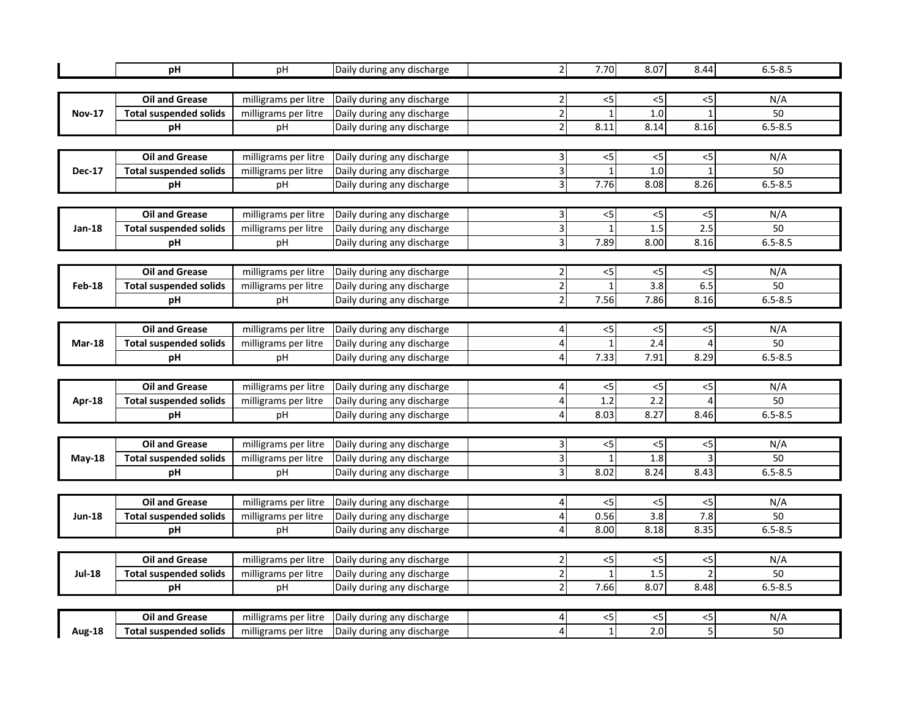| Month | Parameter | Units | Frequency | | Samples | Min | Mean | Max | Limit |
|---|---|---|---|---|---|---|---|---|---|
| | pH | pH | Daily during any discharge | | 2 | 7.70 | 8.07 | 8.44 | 6.5-8.5 |
| Nov-17 | Oil and Grease | milligrams per litre | Daily during any discharge | | 2 | <5 | <5 | <5 | N/A |
| | Total suspended solids | milligrams per litre | Daily during any discharge | | 2 | 1 | 1.0 | 1 | 50 |
| | pH | pH | Daily during any discharge | | 2 | 8.11 | 8.14 | 8.16 | 6.5-8.5 |
| Dec-17 | Oil and Grease | milligrams per litre | Daily during any discharge | | 3 | <5 | <5 | <5 | N/A |
| | Total suspended solids | milligrams per litre | Daily during any discharge | | 3 | 1 | 1.0 | 1 | 50 |
| | pH | pH | Daily during any discharge | | 3 | 7.76 | 8.08 | 8.26 | 6.5-8.5 |
| Jan-18 | Oil and Grease | milligrams per litre | Daily during any discharge | | 3 | <5 | <5 | <5 | N/A |
| | Total suspended solids | milligrams per litre | Daily during any discharge | | 3 | 1 | 1.5 | 2.5 | 50 |
| | pH | pH | Daily during any discharge | | 3 | 7.89 | 8.00 | 8.16 | 6.5-8.5 |
| Feb-18 | Oil and Grease | milligrams per litre | Daily during any discharge | | 2 | <5 | <5 | <5 | N/A |
| | Total suspended solids | milligrams per litre | Daily during any discharge | | 2 | 1 | 3.8 | 6.5 | 50 |
| | pH | pH | Daily during any discharge | | 2 | 7.56 | 7.86 | 8.16 | 6.5-8.5 |
| Mar-18 | Oil and Grease | milligrams per litre | Daily during any discharge | | 4 | <5 | <5 | <5 | N/A |
| | Total suspended solids | milligrams per litre | Daily during any discharge | | 4 | 1 | 2.4 | 4 | 50 |
| | pH | pH | Daily during any discharge | | 4 | 7.33 | 7.91 | 8.29 | 6.5-8.5 |
| Apr-18 | Oil and Grease | milligrams per litre | Daily during any discharge | | 4 | <5 | <5 | <5 | N/A |
| | Total suspended solids | milligrams per litre | Daily during any discharge | | 4 | 1.2 | 2.2 | 4 | 50 |
| | pH | pH | Daily during any discharge | | 4 | 8.03 | 8.27 | 8.46 | 6.5-8.5 |
| May-18 | Oil and Grease | milligrams per litre | Daily during any discharge | | 3 | <5 | <5 | <5 | N/A |
| | Total suspended solids | milligrams per litre | Daily during any discharge | | 3 | 1 | 1.8 | 3 | 50 |
| | pH | pH | Daily during any discharge | | 3 | 8.02 | 8.24 | 8.43 | 6.5-8.5 |
| Jun-18 | Oil and Grease | milligrams per litre | Daily during any discharge | | 4 | <5 | <5 | <5 | N/A |
| | Total suspended solids | milligrams per litre | Daily during any discharge | | 4 | 0.56 | 3.8 | 7.8 | 50 |
| | pH | pH | Daily during any discharge | | 4 | 8.00 | 8.18 | 8.35 | 6.5-8.5 |
| Jul-18 | Oil and Grease | milligrams per litre | Daily during any discharge | | 2 | <5 | <5 | <5 | N/A |
| | Total suspended solids | milligrams per litre | Daily during any discharge | | 2 | 1 | 1.5 | 2 | 50 |
| | pH | pH | Daily during any discharge | | 2 | 7.66 | 8.07 | 8.48 | 6.5-8.5 |
| Aug-18 | Oil and Grease | milligrams per litre | Daily during any discharge | | 4 | <5 | <5 | <5 | N/A |
| | Total suspended solids | milligrams per litre | Daily during any discharge | | 4 | 1 | 2.0 | 5 | 50 |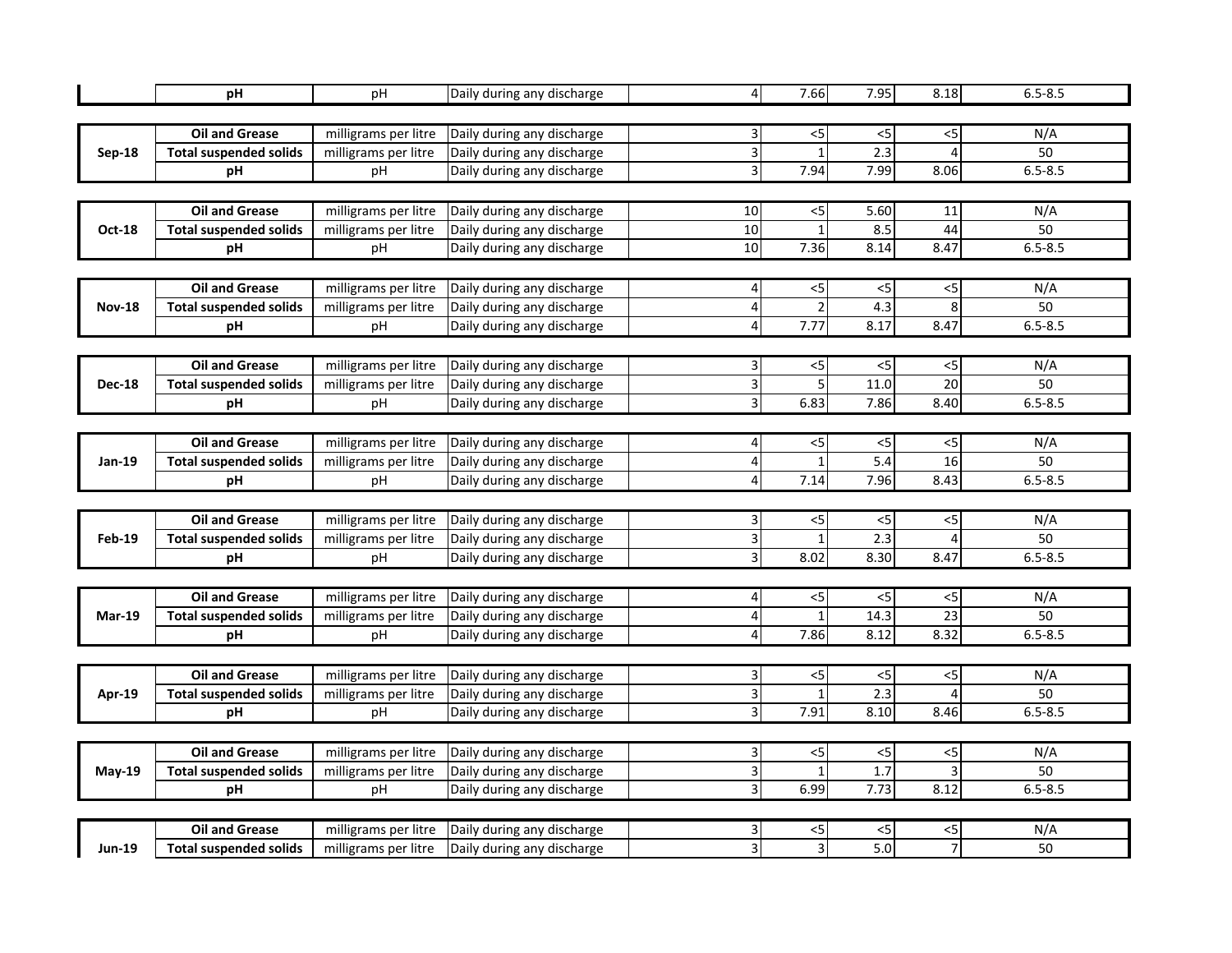| | pH | pH | Daily during any discharge | 4 | 7.66 | 7.95 | 8.18 | 6.5-8.5 |
|---|---|---|---|---|---|---|---|---|
| **Sep-18** | **Oil and Grease** | milligrams per litre | Daily during any discharge | 3 | <5 | <5 | <5 | N/A |
| | **Total suspended solids** | milligrams per litre | Daily during any discharge | 3 | 1 | 2.3 | 4 | 50 |
| | **pH** | pH | Daily during any discharge | 3 | 7.94 | 7.99 | 8.06 | 6.5-8.5 |
| **Oct-18** | **Oil and Grease** | milligrams per litre | Daily during any discharge | 10 | <5 | 5.60 | 11 | N/A |
| | **Total suspended solids** | milligrams per litre | Daily during any discharge | 10 | 1 | 8.5 | 44 | 50 |
| | **pH** | pH | Daily during any discharge | 10 | 7.36 | 8.14 | 8.47 | 6.5-8.5 |
| **Nov-18** | **Oil and Grease** | milligrams per litre | Daily during any discharge | 4 | <5 | <5 | <5 | N/A |
| | **Total suspended solids** | milligrams per litre | Daily during any discharge | 4 | 2 | 4.3 | 8 | 50 |
| | **pH** | pH | Daily during any discharge | 4 | 7.77 | 8.17 | 8.47 | 6.5-8.5 |
| **Dec-18** | **Oil and Grease** | milligrams per litre | Daily during any discharge | 3 | <5 | <5 | <5 | N/A |
| | **Total suspended solids** | milligrams per litre | Daily during any discharge | 3 | 5 | 11.0 | 20 | 50 |
| | **pH** | pH | Daily during any discharge | 3 | 6.83 | 7.86 | 8.40 | 6.5-8.5 |
| **Jan-19** | **Oil and Grease** | milligrams per litre | Daily during any discharge | 4 | <5 | <5 | <5 | N/A |
| | **Total suspended solids** | milligrams per litre | Daily during any discharge | 4 | 1 | 5.4 | 16 | 50 |
| | **pH** | pH | Daily during any discharge | 4 | 7.14 | 7.96 | 8.43 | 6.5-8.5 |
| **Feb-19** | **Oil and Grease** | milligrams per litre | Daily during any discharge | 3 | <5 | <5 | <5 | N/A |
| | **Total suspended solids** | milligrams per litre | Daily during any discharge | 3 | 1 | 2.3 | 4 | 50 |
| | **pH** | pH | Daily during any discharge | 3 | 8.02 | 8.30 | 8.47 | 6.5-8.5 |
| **Mar-19** | **Oil and Grease** | milligrams per litre | Daily during any discharge | 4 | <5 | <5 | <5 | N/A |
| | **Total suspended solids** | milligrams per litre | Daily during any discharge | 4 | 1 | 14.3 | 23 | 50 |
| | **pH** | pH | Daily during any discharge | 4 | 7.86 | 8.12 | 8.32 | 6.5-8.5 |
| **Apr-19** | **Oil and Grease** | milligrams per litre | Daily during any discharge | 3 | <5 | <5 | <5 | N/A |
| | **Total suspended solids** | milligrams per litre | Daily during any discharge | 3 | 1 | 2.3 | 4 | 50 |
| | **pH** | pH | Daily during any discharge | 3 | 7.91 | 8.10 | 8.46 | 6.5-8.5 |
| **May-19** | **Oil and Grease** | milligrams per litre | Daily during any discharge | 3 | <5 | <5 | <5 | N/A |
| | **Total suspended solids** | milligrams per litre | Daily during any discharge | 3 | 1 | 1.7 | 3 | 50 |
| | **pH** | pH | Daily during any discharge | 3 | 6.99 | 7.73 | 8.12 | 6.5-8.5 |
| **Jun-19** | **Oil and Grease** | milligrams per litre | Daily during any discharge | 3 | <5 | <5 | <5 | N/A |
| | **Total suspended solids** | milligrams per litre | Daily during any discharge | 3 | 3 | 5.0 | 7 | 50 |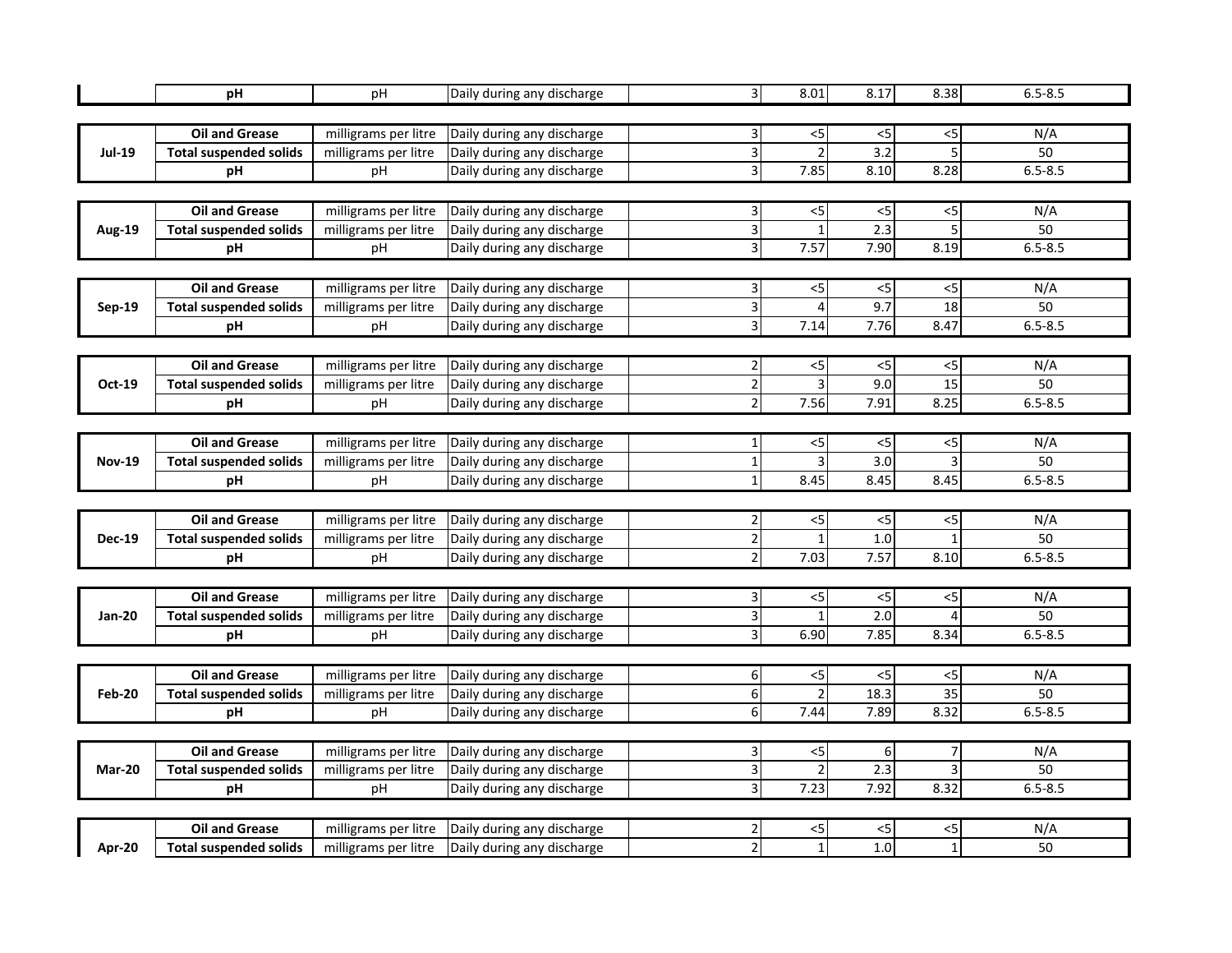| | | | | | | | | |
|---|---|---|---|---|---|---|---|---|
| | pH | pH | Daily during any discharge | 3 | 8.01 | 8.17 | 8.38 | 6.5-8.5 |
| Jul-19 | Oil and Grease | milligrams per litre | Daily during any discharge | 3 | <5 | <5 | <5 | N/A |
| | Total suspended solids | milligrams per litre | Daily during any discharge | 3 | 2 | 3.2 | 5 | 50 |
| | pH | pH | Daily during any discharge | 3 | 7.85 | 8.10 | 8.28 | 6.5-8.5 |
| Aug-19 | Oil and Grease | milligrams per litre | Daily during any discharge | 3 | <5 | <5 | <5 | N/A |
| | Total suspended solids | milligrams per litre | Daily during any discharge | 3 | 1 | 2.3 | 5 | 50 |
| | pH | pH | Daily during any discharge | 3 | 7.57 | 7.90 | 8.19 | 6.5-8.5 |
| Sep-19 | Oil and Grease | milligrams per litre | Daily during any discharge | 3 | <5 | <5 | <5 | N/A |
| | Total suspended solids | milligrams per litre | Daily during any discharge | 3 | 4 | 9.7 | 18 | 50 |
| | pH | pH | Daily during any discharge | 3 | 7.14 | 7.76 | 8.47 | 6.5-8.5 |
| Oct-19 | Oil and Grease | milligrams per litre | Daily during any discharge | 2 | <5 | <5 | <5 | N/A |
| | Total suspended solids | milligrams per litre | Daily during any discharge | 2 | 3 | 9.0 | 15 | 50 |
| | pH | pH | Daily during any discharge | 2 | 7.56 | 7.91 | 8.25 | 6.5-8.5 |
| Nov-19 | Oil and Grease | milligrams per litre | Daily during any discharge | 1 | <5 | <5 | <5 | N/A |
| | Total suspended solids | milligrams per litre | Daily during any discharge | 1 | 3 | 3.0 | 3 | 50 |
| | pH | pH | Daily during any discharge | 1 | 8.45 | 8.45 | 8.45 | 6.5-8.5 |
| Dec-19 | Oil and Grease | milligrams per litre | Daily during any discharge | 2 | <5 | <5 | <5 | N/A |
| | Total suspended solids | milligrams per litre | Daily during any discharge | 2 | 1 | 1.0 | 1 | 50 |
| | pH | pH | Daily during any discharge | 2 | 7.03 | 7.57 | 8.10 | 6.5-8.5 |
| Jan-20 | Oil and Grease | milligrams per litre | Daily during any discharge | 3 | <5 | <5 | <5 | N/A |
| | Total suspended solids | milligrams per litre | Daily during any discharge | 3 | 1 | 2.0 | 4 | 50 |
| | pH | pH | Daily during any discharge | 3 | 6.90 | 7.85 | 8.34 | 6.5-8.5 |
| Feb-20 | Oil and Grease | milligrams per litre | Daily during any discharge | 6 | <5 | <5 | <5 | N/A |
| | Total suspended solids | milligrams per litre | Daily during any discharge | 6 | 2 | 18.3 | 35 | 50 |
| | pH | pH | Daily during any discharge | 6 | 7.44 | 7.89 | 8.32 | 6.5-8.5 |
| Mar-20 | Oil and Grease | milligrams per litre | Daily during any discharge | 3 | <5 | 6 | 7 | N/A |
| | Total suspended solids | milligrams per litre | Daily during any discharge | 3 | 2 | 2.3 | 3 | 50 |
| | pH | pH | Daily during any discharge | 3 | 7.23 | 7.92 | 8.32 | 6.5-8.5 |
| Apr-20 | Oil and Grease | milligrams per litre | Daily during any discharge | 2 | <5 | <5 | <5 | N/A |
| | Total suspended solids | milligrams per litre | Daily during any discharge | 2 | 1 | 1.0 | 1 | 50 |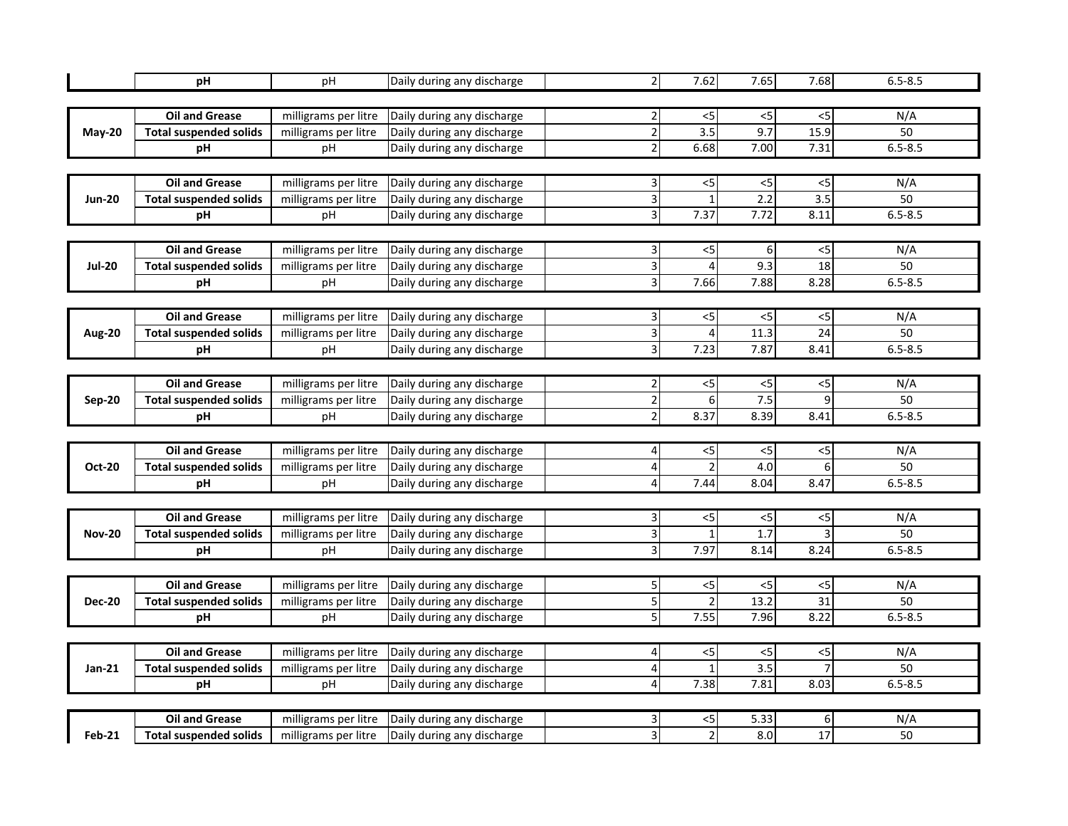| | | | | | | | | |
|---|---|---|---|---|---|---|---|---|
| | **pH** | pH | Daily during any discharge | | 2 | 7.62 | 7.65 | 7.68 | 6.5-8.5 |
| | | | | | | | | | |
| **May-20** | **Oil and Grease** | milligrams per litre | Daily during any discharge | | 2 | <5 | <5 | <5 | N/A |
| | **Total suspended solids** | milligrams per litre | Daily during any discharge | | 2 | 3.5 | 9.7 | 15.9 | 50 |
| | **pH** | pH | Daily during any discharge | | 2 | 6.68 | 7.00 | 7.31 | 6.5-8.5 |
| | | | | | | | | | |
| **Jun-20** | **Oil and Grease** | milligrams per litre | Daily during any discharge | | 3 | <5 | <5 | <5 | N/A |
| | **Total suspended solids** | milligrams per litre | Daily during any discharge | | 3 | 1 | 2.2 | 3.5 | 50 |
| | **pH** | pH | Daily during any discharge | | 3 | 7.37 | 7.72 | 8.11 | 6.5-8.5 |
| | | | | | | | | | |
| **Jul-20** | **Oil and Grease** | milligrams per litre | Daily during any discharge | | 3 | <5 | 6 | <5 | N/A |
| | **Total suspended solids** | milligrams per litre | Daily during any discharge | | 3 | 4 | 9.3 | 18 | 50 |
| | **pH** | pH | Daily during any discharge | | 3 | 7.66 | 7.88 | 8.28 | 6.5-8.5 |
| | | | | | | | | | |
| **Aug-20** | **Oil and Grease** | milligrams per litre | Daily during any discharge | | 3 | <5 | <5 | <5 | N/A |
| | **Total suspended solids** | milligrams per litre | Daily during any discharge | | 3 | 4 | 11.3 | 24 | 50 |
| | **pH** | pH | Daily during any discharge | | 3 | 7.23 | 7.87 | 8.41 | 6.5-8.5 |
| | | | | | | | | | |
| **Sep-20** | **Oil and Grease** | milligrams per litre | Daily during any discharge | | 2 | <5 | <5 | <5 | N/A |
| | **Total suspended solids** | milligrams per litre | Daily during any discharge | | 2 | 6 | 7.5 | 9 | 50 |
| | **pH** | pH | Daily during any discharge | | 2 | 8.37 | 8.39 | 8.41 | 6.5-8.5 |
| | | | | | | | | | |
| **Oct-20** | **Oil and Grease** | milligrams per litre | Daily during any discharge | | 4 | <5 | <5 | <5 | N/A |
| | **Total suspended solids** | milligrams per litre | Daily during any discharge | | 4 | 2 | 4.0 | 6 | 50 |
| | **pH** | pH | Daily during any discharge | | 4 | 7.44 | 8.04 | 8.47 | 6.5-8.5 |
| | | | | | | | | | |
| **Nov-20** | **Oil and Grease** | milligrams per litre | Daily during any discharge | | 3 | <5 | <5 | <5 | N/A |
| | **Total suspended solids** | milligrams per litre | Daily during any discharge | | 3 | 1 | 1.7 | 3 | 50 |
| | **pH** | pH | Daily during any discharge | | 3 | 7.97 | 8.14 | 8.24 | 6.5-8.5 |
| | | | | | | | | | |
| **Dec-20** | **Oil and Grease** | milligrams per litre | Daily during any discharge | | 5 | <5 | <5 | <5 | N/A |
| | **Total suspended solids** | milligrams per litre | Daily during any discharge | | 5 | 2 | 13.2 | 31 | 50 |
| | **pH** | pH | Daily during any discharge | | 5 | 7.55 | 7.96 | 8.22 | 6.5-8.5 |
| | | | | | | | | | |
| **Jan-21** | **Oil and Grease** | milligrams per litre | Daily during any discharge | | 4 | <5 | <5 | <5 | N/A |
| | **Total suspended solids** | milligrams per litre | Daily during any discharge | | 4 | 1 | 3.5 | 7 | 50 |
| | **pH** | pH | Daily during any discharge | | 4 | 7.38 | 7.81 | 8.03 | 6.5-8.5 |
| | | | | | | | | | |
| **Feb-21** | **Oil and Grease** | milligrams per litre | Daily during any discharge | | 3 | <5 | 5.33 | 6 | N/A |
| | **Total suspended solids** | milligrams per litre | Daily during any discharge | | 3 | 2 | 8.0 | 17 | 50 |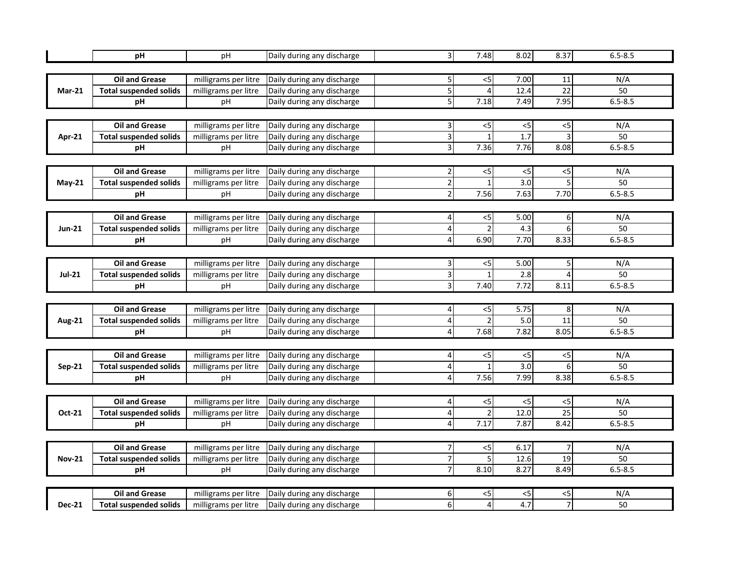| | | | | | | | | |
|---|---|---|---|---|---|---|---|---|
| | **pH** | pH | Daily during any discharge | 3 | 7.48 | 8.02 | 8.37 | 6.5-8.5 |
| **Mar-21** | **Oil and Grease** | milligrams per litre | Daily during any discharge | 5 | <5 | 7.00 | 11 | N/A |
| | **Total suspended solids** | milligrams per litre | Daily during any discharge | 5 | 4 | 12.4 | 22 | 50 |
| | **pH** | pH | Daily during any discharge | 5 | 7.18 | 7.49 | 7.95 | 6.5-8.5 |
| **Apr-21** | **Oil and Grease** | milligrams per litre | Daily during any discharge | 3 | <5 | <5 | <5 | N/A |
| | **Total suspended solids** | milligrams per litre | Daily during any discharge | 3 | 1 | 1.7 | 3 | 50 |
| | **pH** | pH | Daily during any discharge | 3 | 7.36 | 7.76 | 8.08 | 6.5-8.5 |
| **May-21** | **Oil and Grease** | milligrams per litre | Daily during any discharge | 2 | <5 | <5 | <5 | N/A |
| | **Total suspended solids** | milligrams per litre | Daily during any discharge | 2 | 1 | 3.0 | 5 | 50 |
| | **pH** | pH | Daily during any discharge | 2 | 7.56 | 7.63 | 7.70 | 6.5-8.5 |
| **Jun-21** | **Oil and Grease** | milligrams per litre | Daily during any discharge | 4 | <5 | 5.00 | 6 | N/A |
| | **Total suspended solids** | milligrams per litre | Daily during any discharge | 4 | 2 | 4.3 | 6 | 50 |
| | **pH** | pH | Daily during any discharge | 4 | 6.90 | 7.70 | 8.33 | 6.5-8.5 |
| **Jul-21** | **Oil and Grease** | milligrams per litre | Daily during any discharge | 3 | <5 | 5.00 | 5 | N/A |
| | **Total suspended solids** | milligrams per litre | Daily during any discharge | 3 | 1 | 2.8 | 4 | 50 |
| | **pH** | pH | Daily during any discharge | 3 | 7.40 | 7.72 | 8.11 | 6.5-8.5 |
| **Aug-21** | **Oil and Grease** | milligrams per litre | Daily during any discharge | 4 | <5 | 5.75 | 8 | N/A |
| | **Total suspended solids** | milligrams per litre | Daily during any discharge | 4 | 2 | 5.0 | 11 | 50 |
| | **pH** | pH | Daily during any discharge | 4 | 7.68 | 7.82 | 8.05 | 6.5-8.5 |
| **Sep-21** | **Oil and Grease** | milligrams per litre | Daily during any discharge | 4 | <5 | <5 | <5 | N/A |
| | **Total suspended solids** | milligrams per litre | Daily during any discharge | 4 | 1 | 3.0 | 6 | 50 |
| | **pH** | pH | Daily during any discharge | 4 | 7.56 | 7.99 | 8.38 | 6.5-8.5 |
| **Oct-21** | **Oil and Grease** | milligrams per litre | Daily during any discharge | 4 | <5 | <5 | <5 | N/A |
| | **Total suspended solids** | milligrams per litre | Daily during any discharge | 4 | 2 | 12.0 | 25 | 50 |
| | **pH** | pH | Daily during any discharge | 4 | 7.17 | 7.87 | 8.42 | 6.5-8.5 |
| **Nov-21** | **Oil and Grease** | milligrams per litre | Daily during any discharge | 7 | <5 | 6.17 | 7 | N/A |
| | **Total suspended solids** | milligrams per litre | Daily during any discharge | 7 | 5 | 12.6 | 19 | 50 |
| | **pH** | pH | Daily during any discharge | 7 | 8.10 | 8.27 | 8.49 | 6.5-8.5 |
| **Dec-21** | **Oil and Grease** | milligrams per litre | Daily during any discharge | 6 | <5 | <5 | <5 | N/A |
| | **Total suspended solids** | milligrams per litre | Daily during any discharge | 6 | 4 | 4.7 | 7 | 50 |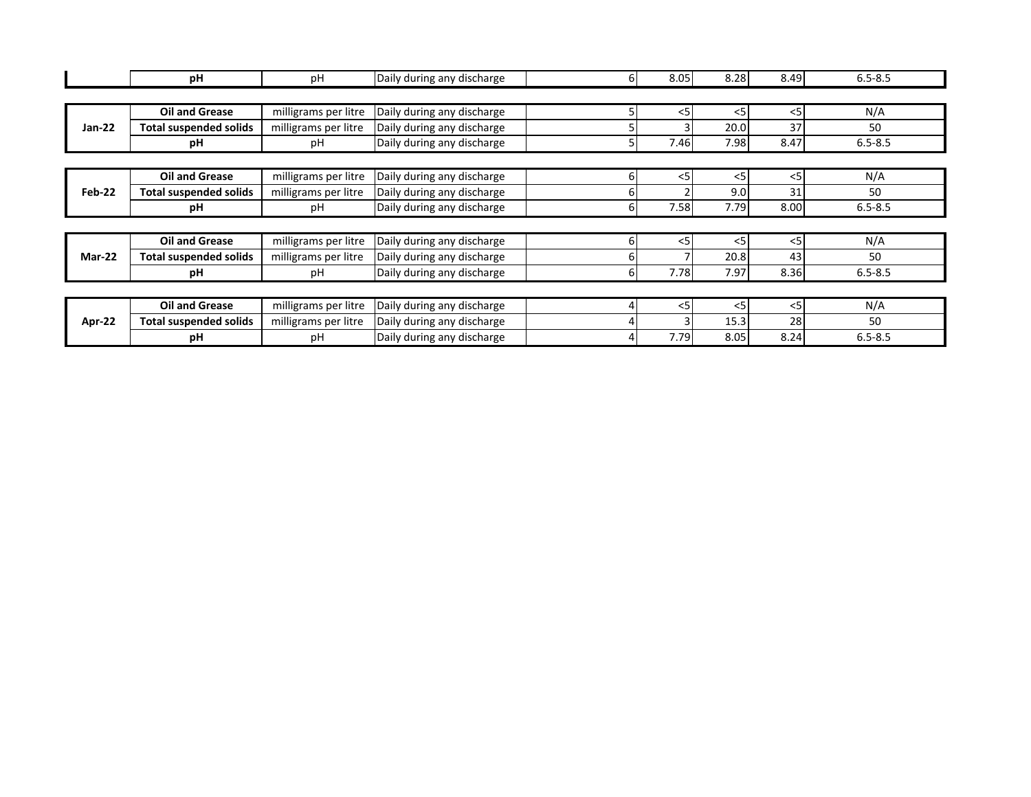| | | | | | | | | |
|---|---|---|---|---|---|---|---|---|
| | **pH** | pH | Daily during any discharge | | 6 | 8.05 | 8.28 | 8.49 | 6.5-8.5 |

| | | | | | | | | | |
|---|---|---|---|---|---|---|---|---|---|
| **Jan-22** | **Oil and Grease** | milligrams per litre | Daily during any discharge | | 5 | <5 | <5 | <5 | N/A |
| | **Total suspended solids** | milligrams per litre | Daily during any discharge | | 5 | 3 | 20.0 | 37 | 50 |
| | **pH** | pH | Daily during any discharge | | 5 | 7.46 | 7.98 | 8.47 | 6.5-8.5 |

| | | | | | | | | | |
|---|---|---|---|---|---|---|---|---|---|
| **Feb-22** | **Oil and Grease** | milligrams per litre | Daily during any discharge | | 6 | <5 | <5 | <5 | N/A |
| | **Total suspended solids** | milligrams per litre | Daily during any discharge | | 6 | 2 | 9.0 | 31 | 50 |
| | **pH** | pH | Daily during any discharge | | 6 | 7.58 | 7.79 | 8.00 | 6.5-8.5 |

| | | | | | | | | | |
|---|---|---|---|---|---|---|---|---|---|
| **Mar-22** | **Oil and Grease** | milligrams per litre | Daily during any discharge | | 6 | <5 | <5 | <5 | N/A |
| | **Total suspended solids** | milligrams per litre | Daily during any discharge | | 6 | 7 | 20.8 | 43 | 50 |
| | **pH** | pH | Daily during any discharge | | 6 | 7.78 | 7.97 | 8.36 | 6.5-8.5 |

| | | | | | | | | | |
|---|---|---|---|---|---|---|---|---|---|
| **Apr-22** | **Oil and Grease** | milligrams per litre | Daily during any discharge | | 4 | <5 | <5 | <5 | N/A |
| | **Total suspended solids** | milligrams per litre | Daily during any discharge | | 4 | 3 | 15.3 | 28 | 50 |
| | **pH** | pH | Daily during any discharge | | 4 | 7.79 | 8.05 | 8.24 | 6.5-8.5 |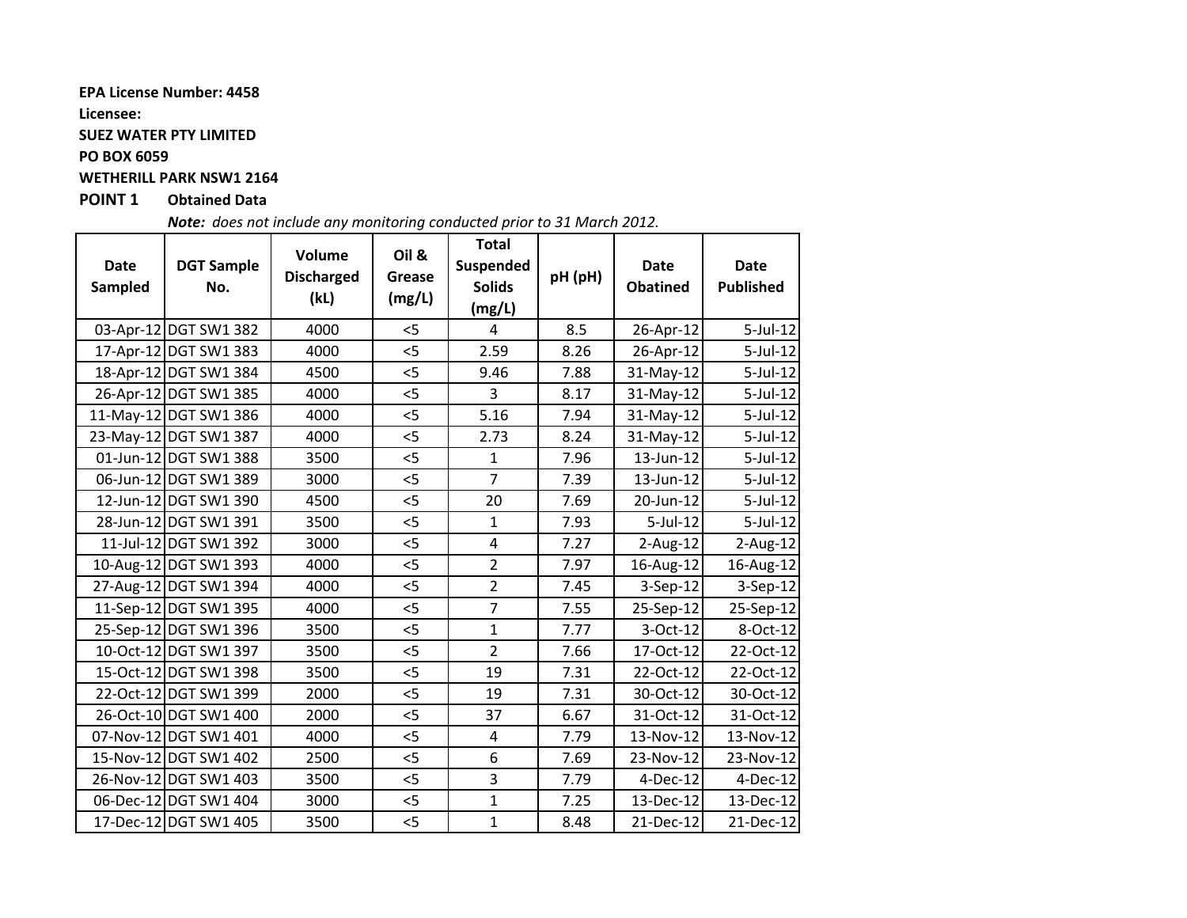**EPA License Number: 4458**

**Licensee:**

**SUEZ WATER PTY LIMITED**

**PO BOX 6059**

**WETHERILL PARK NSW1 2164**

**POINT 1** **Obtained Data**

***Note:*** *does not include any monitoring conducted prior to 31 March 2012.*

| Date Sampled | DGT Sample No. | Volume Discharged (kL) | Oil & Grease (mg/L) | Total Suspended Solids (mg/L) | pH (pH) | Date Obatined | Date Published |
|---|---|---|---|---|---|---|---|
| 03-Apr-12 | DGT SW1 382 | 4000 | <5 | 4 | 8.5 | 26-Apr-12 | 5-Jul-12 |
| 17-Apr-12 | DGT SW1 383 | 4000 | <5 | 2.59 | 8.26 | 26-Apr-12 | 5-Jul-12 |
| 18-Apr-12 | DGT SW1 384 | 4500 | <5 | 9.46 | 7.88 | 31-May-12 | 5-Jul-12 |
| 26-Apr-12 | DGT SW1 385 | 4000 | <5 | 3 | 8.17 | 31-May-12 | 5-Jul-12 |
| 11-May-12 | DGT SW1 386 | 4000 | <5 | 5.16 | 7.94 | 31-May-12 | 5-Jul-12 |
| 23-May-12 | DGT SW1 387 | 4000 | <5 | 2.73 | 8.24 | 31-May-12 | 5-Jul-12 |
| 01-Jun-12 | DGT SW1 388 | 3500 | <5 | 1 | 7.96 | 13-Jun-12 | 5-Jul-12 |
| 06-Jun-12 | DGT SW1 389 | 3000 | <5 | 7 | 7.39 | 13-Jun-12 | 5-Jul-12 |
| 12-Jun-12 | DGT SW1 390 | 4500 | <5 | 20 | 7.69 | 20-Jun-12 | 5-Jul-12 |
| 28-Jun-12 | DGT SW1 391 | 3500 | <5 | 1 | 7.93 | 5-Jul-12 | 5-Jul-12 |
| 11-Jul-12 | DGT SW1 392 | 3000 | <5 | 4 | 7.27 | 2-Aug-12 | 2-Aug-12 |
| 10-Aug-12 | DGT SW1 393 | 4000 | <5 | 2 | 7.97 | 16-Aug-12 | 16-Aug-12 |
| 27-Aug-12 | DGT SW1 394 | 4000 | <5 | 2 | 7.45 | 3-Sep-12 | 3-Sep-12 |
| 11-Sep-12 | DGT SW1 395 | 4000 | <5 | 7 | 7.55 | 25-Sep-12 | 25-Sep-12 |
| 25-Sep-12 | DGT SW1 396 | 3500 | <5 | 1 | 7.77 | 3-Oct-12 | 8-Oct-12 |
| 10-Oct-12 | DGT SW1 397 | 3500 | <5 | 2 | 7.66 | 17-Oct-12 | 22-Oct-12 |
| 15-Oct-12 | DGT SW1 398 | 3500 | <5 | 19 | 7.31 | 22-Oct-12 | 22-Oct-12 |
| 22-Oct-12 | DGT SW1 399 | 2000 | <5 | 19 | 7.31 | 30-Oct-12 | 30-Oct-12 |
| 26-Oct-10 | DGT SW1 400 | 2000 | <5 | 37 | 6.67 | 31-Oct-12 | 31-Oct-12 |
| 07-Nov-12 | DGT SW1 401 | 4000 | <5 | 4 | 7.79 | 13-Nov-12 | 13-Nov-12 |
| 15-Nov-12 | DGT SW1 402 | 2500 | <5 | 6 | 7.69 | 23-Nov-12 | 23-Nov-12 |
| 26-Nov-12 | DGT SW1 403 | 3500 | <5 | 3 | 7.79 | 4-Dec-12 | 4-Dec-12 |
| 06-Dec-12 | DGT SW1 404 | 3000 | <5 | 1 | 7.25 | 13-Dec-12 | 13-Dec-12 |
| 17-Dec-12 | DGT SW1 405 | 3500 | <5 | 1 | 8.48 | 21-Dec-12 | 21-Dec-12 |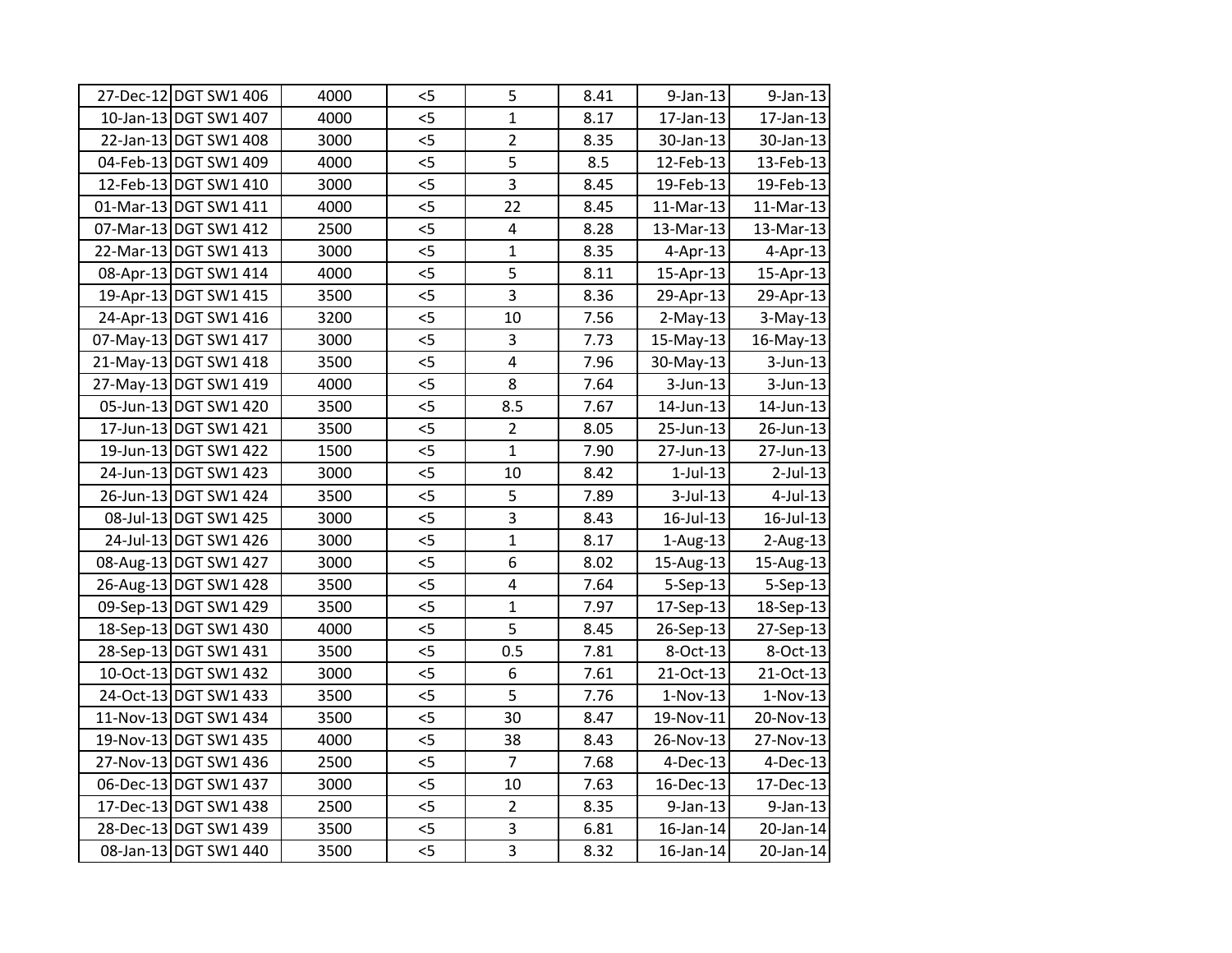| | | | | | | | |
|---|---|---|---|---|---|---|---|
| 27-Dec-12 | DGT SW1 406 | 4000 | <5 | 5 | 8.41 | 9-Jan-13 | 9-Jan-13 |
| 10-Jan-13 | DGT SW1 407 | 4000 | <5 | 1 | 8.17 | 17-Jan-13 | 17-Jan-13 |
| 22-Jan-13 | DGT SW1 408 | 3000 | <5 | 2 | 8.35 | 30-Jan-13 | 30-Jan-13 |
| 04-Feb-13 | DGT SW1 409 | 4000 | <5 | 5 | 8.5 | 12-Feb-13 | 13-Feb-13 |
| 12-Feb-13 | DGT SW1 410 | 3000 | <5 | 3 | 8.45 | 19-Feb-13 | 19-Feb-13 |
| 01-Mar-13 | DGT SW1 411 | 4000 | <5 | 22 | 8.45 | 11-Mar-13 | 11-Mar-13 |
| 07-Mar-13 | DGT SW1 412 | 2500 | <5 | 4 | 8.28 | 13-Mar-13 | 13-Mar-13 |
| 22-Mar-13 | DGT SW1 413 | 3000 | <5 | 1 | 8.35 | 4-Apr-13 | 4-Apr-13 |
| 08-Apr-13 | DGT SW1 414 | 4000 | <5 | 5 | 8.11 | 15-Apr-13 | 15-Apr-13 |
| 19-Apr-13 | DGT SW1 415 | 3500 | <5 | 3 | 8.36 | 29-Apr-13 | 29-Apr-13 |
| 24-Apr-13 | DGT SW1 416 | 3200 | <5 | 10 | 7.56 | 2-May-13 | 3-May-13 |
| 07-May-13 | DGT SW1 417 | 3000 | <5 | 3 | 7.73 | 15-May-13 | 16-May-13 |
| 21-May-13 | DGT SW1 418 | 3500 | <5 | 4 | 7.96 | 30-May-13 | 3-Jun-13 |
| 27-May-13 | DGT SW1 419 | 4000 | <5 | 8 | 7.64 | 3-Jun-13 | 3-Jun-13 |
| 05-Jun-13 | DGT SW1 420 | 3500 | <5 | 8.5 | 7.67 | 14-Jun-13 | 14-Jun-13 |
| 17-Jun-13 | DGT SW1 421 | 3500 | <5 | 2 | 8.05 | 25-Jun-13 | 26-Jun-13 |
| 19-Jun-13 | DGT SW1 422 | 1500 | <5 | 1 | 7.90 | 27-Jun-13 | 27-Jun-13 |
| 24-Jun-13 | DGT SW1 423 | 3000 | <5 | 10 | 8.42 | 1-Jul-13 | 2-Jul-13 |
| 26-Jun-13 | DGT SW1 424 | 3500 | <5 | 5 | 7.89 | 3-Jul-13 | 4-Jul-13 |
| 08-Jul-13 | DGT SW1 425 | 3000 | <5 | 3 | 8.43 | 16-Jul-13 | 16-Jul-13 |
| 24-Jul-13 | DGT SW1 426 | 3000 | <5 | 1 | 8.17 | 1-Aug-13 | 2-Aug-13 |
| 08-Aug-13 | DGT SW1 427 | 3000 | <5 | 6 | 8.02 | 15-Aug-13 | 15-Aug-13 |
| 26-Aug-13 | DGT SW1 428 | 3500 | <5 | 4 | 7.64 | 5-Sep-13 | 5-Sep-13 |
| 09-Sep-13 | DGT SW1 429 | 3500 | <5 | 1 | 7.97 | 17-Sep-13 | 18-Sep-13 |
| 18-Sep-13 | DGT SW1 430 | 4000 | <5 | 5 | 8.45 | 26-Sep-13 | 27-Sep-13 |
| 28-Sep-13 | DGT SW1 431 | 3500 | <5 | 0.5 | 7.81 | 8-Oct-13 | 8-Oct-13 |
| 10-Oct-13 | DGT SW1 432 | 3000 | <5 | 6 | 7.61 | 21-Oct-13 | 21-Oct-13 |
| 24-Oct-13 | DGT SW1 433 | 3500 | <5 | 5 | 7.76 | 1-Nov-13 | 1-Nov-13 |
| 11-Nov-13 | DGT SW1 434 | 3500 | <5 | 30 | 8.47 | 19-Nov-11 | 20-Nov-13 |
| 19-Nov-13 | DGT SW1 435 | 4000 | <5 | 38 | 8.43 | 26-Nov-13 | 27-Nov-13 |
| 27-Nov-13 | DGT SW1 436 | 2500 | <5 | 7 | 7.68 | 4-Dec-13 | 4-Dec-13 |
| 06-Dec-13 | DGT SW1 437 | 3000 | <5 | 10 | 7.63 | 16-Dec-13 | 17-Dec-13 |
| 17-Dec-13 | DGT SW1 438 | 2500 | <5 | 2 | 8.35 | 9-Jan-13 | 9-Jan-13 |
| 28-Dec-13 | DGT SW1 439 | 3500 | <5 | 3 | 6.81 | 16-Jan-14 | 20-Jan-14 |
| 08-Jan-13 | DGT SW1 440 | 3500 | <5 | 3 | 8.32 | 16-Jan-14 | 20-Jan-14 |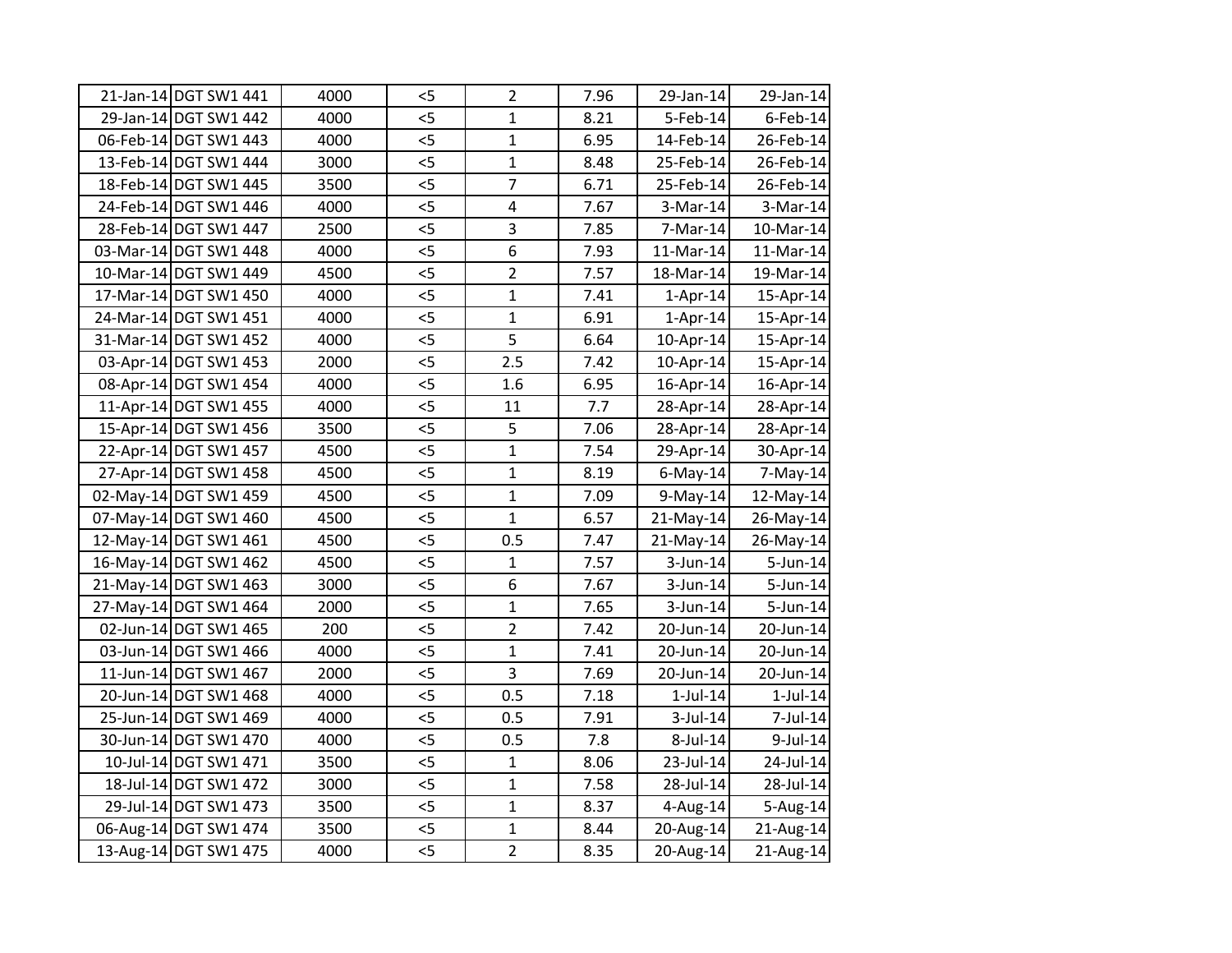| | | | | | | | |
|---|---|---|---|---|---|---|---|
| 21-Jan-14 | DGT SW1 441 | 4000 | <5 | 2 | 7.96 | 29-Jan-14 | 29-Jan-14 |
| 29-Jan-14 | DGT SW1 442 | 4000 | <5 | 1 | 8.21 | 5-Feb-14 | 6-Feb-14 |
| 06-Feb-14 | DGT SW1 443 | 4000 | <5 | 1 | 6.95 | 14-Feb-14 | 26-Feb-14 |
| 13-Feb-14 | DGT SW1 444 | 3000 | <5 | 1 | 8.48 | 25-Feb-14 | 26-Feb-14 |
| 18-Feb-14 | DGT SW1 445 | 3500 | <5 | 7 | 6.71 | 25-Feb-14 | 26-Feb-14 |
| 24-Feb-14 | DGT SW1 446 | 4000 | <5 | 4 | 7.67 | 3-Mar-14 | 3-Mar-14 |
| 28-Feb-14 | DGT SW1 447 | 2500 | <5 | 3 | 7.85 | 7-Mar-14 | 10-Mar-14 |
| 03-Mar-14 | DGT SW1 448 | 4000 | <5 | 6 | 7.93 | 11-Mar-14 | 11-Mar-14 |
| 10-Mar-14 | DGT SW1 449 | 4500 | <5 | 2 | 7.57 | 18-Mar-14 | 19-Mar-14 |
| 17-Mar-14 | DGT SW1 450 | 4000 | <5 | 1 | 7.41 | 1-Apr-14 | 15-Apr-14 |
| 24-Mar-14 | DGT SW1 451 | 4000 | <5 | 1 | 6.91 | 1-Apr-14 | 15-Apr-14 |
| 31-Mar-14 | DGT SW1 452 | 4000 | <5 | 5 | 6.64 | 10-Apr-14 | 15-Apr-14 |
| 03-Apr-14 | DGT SW1 453 | 2000 | <5 | 2.5 | 7.42 | 10-Apr-14 | 15-Apr-14 |
| 08-Apr-14 | DGT SW1 454 | 4000 | <5 | 1.6 | 6.95 | 16-Apr-14 | 16-Apr-14 |
| 11-Apr-14 | DGT SW1 455 | 4000 | <5 | 11 | 7.7 | 28-Apr-14 | 28-Apr-14 |
| 15-Apr-14 | DGT SW1 456 | 3500 | <5 | 5 | 7.06 | 28-Apr-14 | 28-Apr-14 |
| 22-Apr-14 | DGT SW1 457 | 4500 | <5 | 1 | 7.54 | 29-Apr-14 | 30-Apr-14 |
| 27-Apr-14 | DGT SW1 458 | 4500 | <5 | 1 | 8.19 | 6-May-14 | 7-May-14 |
| 02-May-14 | DGT SW1 459 | 4500 | <5 | 1 | 7.09 | 9-May-14 | 12-May-14 |
| 07-May-14 | DGT SW1 460 | 4500 | <5 | 1 | 6.57 | 21-May-14 | 26-May-14 |
| 12-May-14 | DGT SW1 461 | 4500 | <5 | 0.5 | 7.47 | 21-May-14 | 26-May-14 |
| 16-May-14 | DGT SW1 462 | 4500 | <5 | 1 | 7.57 | 3-Jun-14 | 5-Jun-14 |
| 21-May-14 | DGT SW1 463 | 3000 | <5 | 6 | 7.67 | 3-Jun-14 | 5-Jun-14 |
| 27-May-14 | DGT SW1 464 | 2000 | <5 | 1 | 7.65 | 3-Jun-14 | 5-Jun-14 |
| 02-Jun-14 | DGT SW1 465 | 200 | <5 | 2 | 7.42 | 20-Jun-14 | 20-Jun-14 |
| 03-Jun-14 | DGT SW1 466 | 4000 | <5 | 1 | 7.41 | 20-Jun-14 | 20-Jun-14 |
| 11-Jun-14 | DGT SW1 467 | 2000 | <5 | 3 | 7.69 | 20-Jun-14 | 20-Jun-14 |
| 20-Jun-14 | DGT SW1 468 | 4000 | <5 | 0.5 | 7.18 | 1-Jul-14 | 1-Jul-14 |
| 25-Jun-14 | DGT SW1 469 | 4000 | <5 | 0.5 | 7.91 | 3-Jul-14 | 7-Jul-14 |
| 30-Jun-14 | DGT SW1 470 | 4000 | <5 | 0.5 | 7.8 | 8-Jul-14 | 9-Jul-14 |
| 10-Jul-14 | DGT SW1 471 | 3500 | <5 | 1 | 8.06 | 23-Jul-14 | 24-Jul-14 |
| 18-Jul-14 | DGT SW1 472 | 3000 | <5 | 1 | 7.58 | 28-Jul-14 | 28-Jul-14 |
| 29-Jul-14 | DGT SW1 473 | 3500 | <5 | 1 | 8.37 | 4-Aug-14 | 5-Aug-14 |
| 06-Aug-14 | DGT SW1 474 | 3500 | <5 | 1 | 8.44 | 20-Aug-14 | 21-Aug-14 |
| 13-Aug-14 | DGT SW1 475 | 4000 | <5 | 2 | 8.35 | 20-Aug-14 | 21-Aug-14 |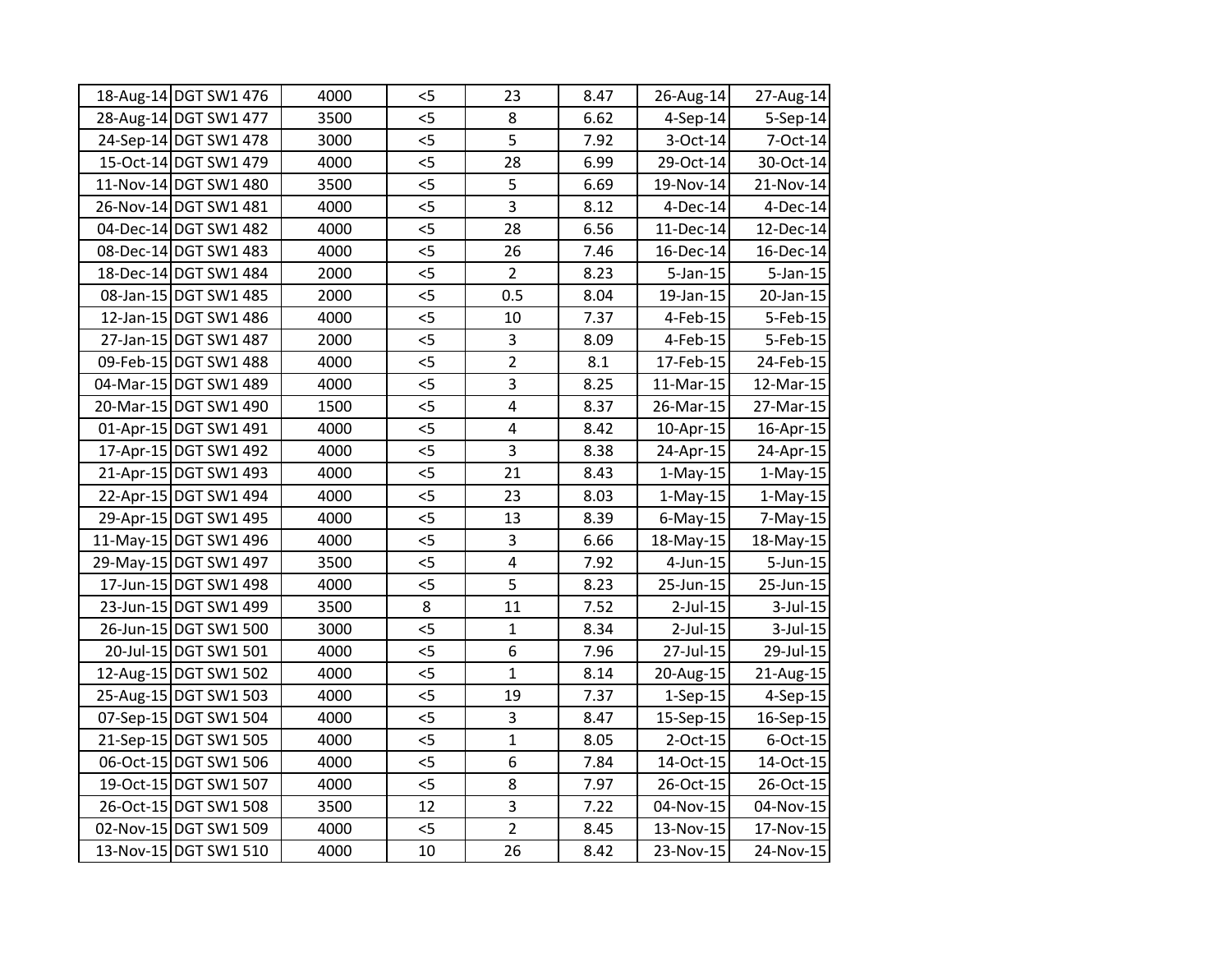| | | | | | | | |
|---|---|---|---|---|---|---|---|
| 18-Aug-14 | DGT SW1 476 | 4000 | <5 | 23 | 8.47 | 26-Aug-14 | 27-Aug-14 |
| 28-Aug-14 | DGT SW1 477 | 3500 | <5 | 8 | 6.62 | 4-Sep-14 | 5-Sep-14 |
| 24-Sep-14 | DGT SW1 478 | 3000 | <5 | 5 | 7.92 | 3-Oct-14 | 7-Oct-14 |
| 15-Oct-14 | DGT SW1 479 | 4000 | <5 | 28 | 6.99 | 29-Oct-14 | 30-Oct-14 |
| 11-Nov-14 | DGT SW1 480 | 3500 | <5 | 5 | 6.69 | 19-Nov-14 | 21-Nov-14 |
| 26-Nov-14 | DGT SW1 481 | 4000 | <5 | 3 | 8.12 | 4-Dec-14 | 4-Dec-14 |
| 04-Dec-14 | DGT SW1 482 | 4000 | <5 | 28 | 6.56 | 11-Dec-14 | 12-Dec-14 |
| 08-Dec-14 | DGT SW1 483 | 4000 | <5 | 26 | 7.46 | 16-Dec-14 | 16-Dec-14 |
| 18-Dec-14 | DGT SW1 484 | 2000 | <5 | 2 | 8.23 | 5-Jan-15 | 5-Jan-15 |
| 08-Jan-15 | DGT SW1 485 | 2000 | <5 | 0.5 | 8.04 | 19-Jan-15 | 20-Jan-15 |
| 12-Jan-15 | DGT SW1 486 | 4000 | <5 | 10 | 7.37 | 4-Feb-15 | 5-Feb-15 |
| 27-Jan-15 | DGT SW1 487 | 2000 | <5 | 3 | 8.09 | 4-Feb-15 | 5-Feb-15 |
| 09-Feb-15 | DGT SW1 488 | 4000 | <5 | 2 | 8.1 | 17-Feb-15 | 24-Feb-15 |
| 04-Mar-15 | DGT SW1 489 | 4000 | <5 | 3 | 8.25 | 11-Mar-15 | 12-Mar-15 |
| 20-Mar-15 | DGT SW1 490 | 1500 | <5 | 4 | 8.37 | 26-Mar-15 | 27-Mar-15 |
| 01-Apr-15 | DGT SW1 491 | 4000 | <5 | 4 | 8.42 | 10-Apr-15 | 16-Apr-15 |
| 17-Apr-15 | DGT SW1 492 | 4000 | <5 | 3 | 8.38 | 24-Apr-15 | 24-Apr-15 |
| 21-Apr-15 | DGT SW1 493 | 4000 | <5 | 21 | 8.43 | 1-May-15 | 1-May-15 |
| 22-Apr-15 | DGT SW1 494 | 4000 | <5 | 23 | 8.03 | 1-May-15 | 1-May-15 |
| 29-Apr-15 | DGT SW1 495 | 4000 | <5 | 13 | 8.39 | 6-May-15 | 7-May-15 |
| 11-May-15 | DGT SW1 496 | 4000 | <5 | 3 | 6.66 | 18-May-15 | 18-May-15 |
| 29-May-15 | DGT SW1 497 | 3500 | <5 | 4 | 7.92 | 4-Jun-15 | 5-Jun-15 |
| 17-Jun-15 | DGT SW1 498 | 4000 | <5 | 5 | 8.23 | 25-Jun-15 | 25-Jun-15 |
| 23-Jun-15 | DGT SW1 499 | 3500 | 8 | 11 | 7.52 | 2-Jul-15 | 3-Jul-15 |
| 26-Jun-15 | DGT SW1 500 | 3000 | <5 | 1 | 8.34 | 2-Jul-15 | 3-Jul-15 |
| 20-Jul-15 | DGT SW1 501 | 4000 | <5 | 6 | 7.96 | 27-Jul-15 | 29-Jul-15 |
| 12-Aug-15 | DGT SW1 502 | 4000 | <5 | 1 | 8.14 | 20-Aug-15 | 21-Aug-15 |
| 25-Aug-15 | DGT SW1 503 | 4000 | <5 | 19 | 7.37 | 1-Sep-15 | 4-Sep-15 |
| 07-Sep-15 | DGT SW1 504 | 4000 | <5 | 3 | 8.47 | 15-Sep-15 | 16-Sep-15 |
| 21-Sep-15 | DGT SW1 505 | 4000 | <5 | 1 | 8.05 | 2-Oct-15 | 6-Oct-15 |
| 06-Oct-15 | DGT SW1 506 | 4000 | <5 | 6 | 7.84 | 14-Oct-15 | 14-Oct-15 |
| 19-Oct-15 | DGT SW1 507 | 4000 | <5 | 8 | 7.97 | 26-Oct-15 | 26-Oct-15 |
| 26-Oct-15 | DGT SW1 508 | 3500 | 12 | 3 | 7.22 | 04-Nov-15 | 04-Nov-15 |
| 02-Nov-15 | DGT SW1 509 | 4000 | <5 | 2 | 8.45 | 13-Nov-15 | 17-Nov-15 |
| 13-Nov-15 | DGT SW1 510 | 4000 | 10 | 26 | 8.42 | 23-Nov-15 | 24-Nov-15 |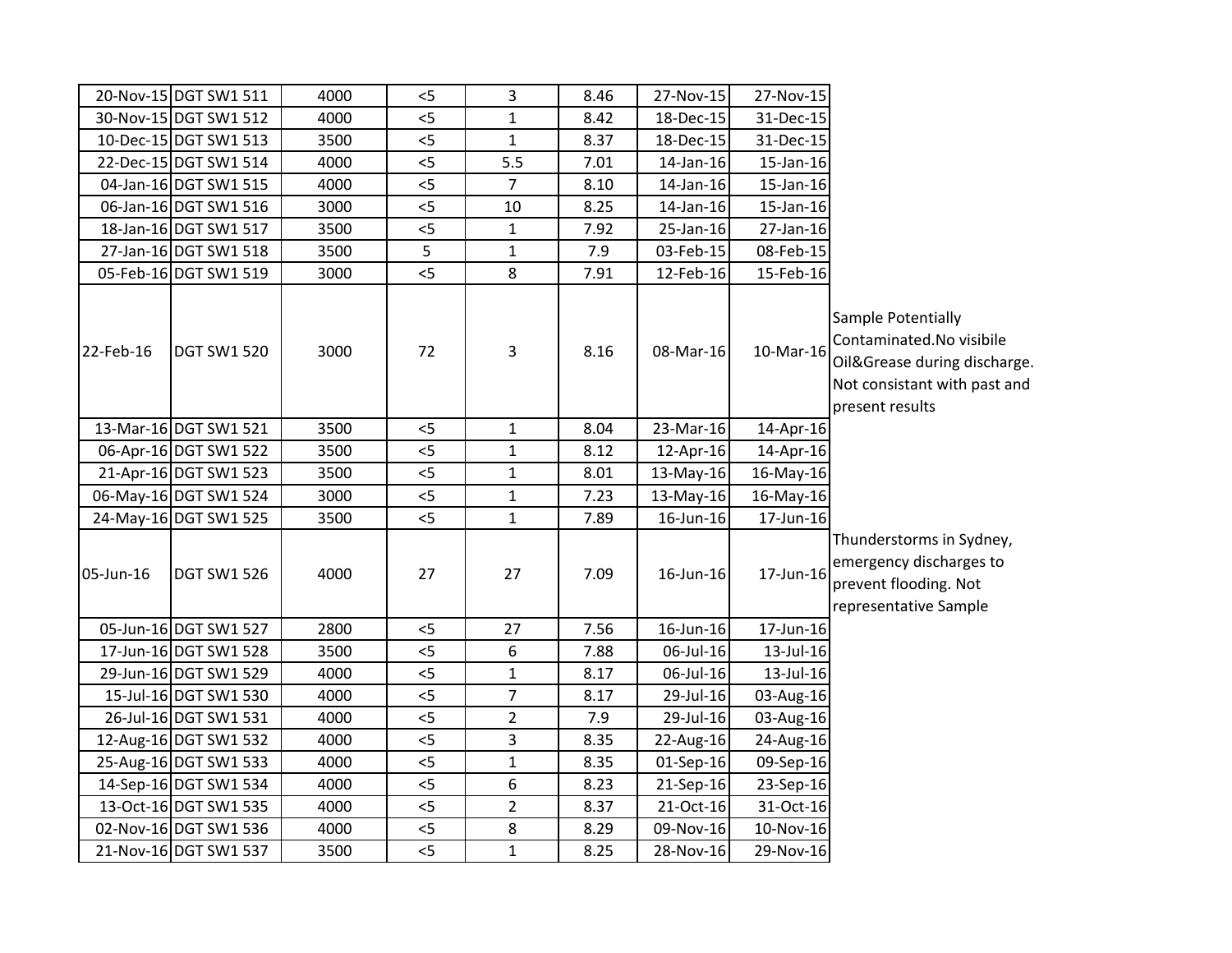| | | | | | | | | |
|---|---|---|---|---|---|---|---|---|
| 20-Nov-15 | DGT SW1 511 | 4000 | <5 | 3 | 8.46 | 27-Nov-15 | 27-Nov-15 | |
| 30-Nov-15 | DGT SW1 512 | 4000 | <5 | 1 | 8.42 | 18-Dec-15 | 31-Dec-15 | |
| 10-Dec-15 | DGT SW1 513 | 3500 | <5 | 1 | 8.37 | 18-Dec-15 | 31-Dec-15 | |
| 22-Dec-15 | DGT SW1 514 | 4000 | <5 | 5.5 | 7.01 | 14-Jan-16 | 15-Jan-16 | |
| 04-Jan-16 | DGT SW1 515 | 4000 | <5 | 7 | 8.10 | 14-Jan-16 | 15-Jan-16 | |
| 06-Jan-16 | DGT SW1 516 | 3000 | <5 | 10 | 8.25 | 14-Jan-16 | 15-Jan-16 | |
| 18-Jan-16 | DGT SW1 517 | 3500 | <5 | 1 | 7.92 | 25-Jan-16 | 27-Jan-16 | |
| 27-Jan-16 | DGT SW1 518 | 3500 | 5 | 1 | 7.9 | 03-Feb-15 | 08-Feb-15 | |
| 05-Feb-16 | DGT SW1 519 | 3000 | <5 | 8 | 7.91 | 12-Feb-16 | 15-Feb-16 | |
| 22-Feb-16 | DGT SW1 520 | 3000 | 72 | 3 | 8.16 | 08-Mar-16 | 10-Mar-16 | Sample Potentially Contaminated.No visibile Oil&Grease during discharge. Not consistant with past and present results |
| 13-Mar-16 | DGT SW1 521 | 3500 | <5 | 1 | 8.04 | 23-Mar-16 | 14-Apr-16 | |
| 06-Apr-16 | DGT SW1 522 | 3500 | <5 | 1 | 8.12 | 12-Apr-16 | 14-Apr-16 | |
| 21-Apr-16 | DGT SW1 523 | 3500 | <5 | 1 | 8.01 | 13-May-16 | 16-May-16 | |
| 06-May-16 | DGT SW1 524 | 3000 | <5 | 1 | 7.23 | 13-May-16 | 16-May-16 | |
| 24-May-16 | DGT SW1 525 | 3500 | <5 | 1 | 7.89 | 16-Jun-16 | 17-Jun-16 | |
| 05-Jun-16 | DGT SW1 526 | 4000 | 27 | 27 | 7.09 | 16-Jun-16 | 17-Jun-16 | Thunderstorms in Sydney, emergency discharges to prevent flooding. Not representative Sample |
| 05-Jun-16 | DGT SW1 527 | 2800 | <5 | 27 | 7.56 | 16-Jun-16 | 17-Jun-16 | |
| 17-Jun-16 | DGT SW1 528 | 3500 | <5 | 6 | 7.88 | 06-Jul-16 | 13-Jul-16 | |
| 29-Jun-16 | DGT SW1 529 | 4000 | <5 | 1 | 8.17 | 06-Jul-16 | 13-Jul-16 | |
| 15-Jul-16 | DGT SW1 530 | 4000 | <5 | 7 | 8.17 | 29-Jul-16 | 03-Aug-16 | |
| 26-Jul-16 | DGT SW1 531 | 4000 | <5 | 2 | 7.9 | 29-Jul-16 | 03-Aug-16 | |
| 12-Aug-16 | DGT SW1 532 | 4000 | <5 | 3 | 8.35 | 22-Aug-16 | 24-Aug-16 | |
| 25-Aug-16 | DGT SW1 533 | 4000 | <5 | 1 | 8.35 | 01-Sep-16 | 09-Sep-16 | |
| 14-Sep-16 | DGT SW1 534 | 4000 | <5 | 6 | 8.23 | 21-Sep-16 | 23-Sep-16 | |
| 13-Oct-16 | DGT SW1 535 | 4000 | <5 | 2 | 8.37 | 21-Oct-16 | 31-Oct-16 | |
| 02-Nov-16 | DGT SW1 536 | 4000 | <5 | 8 | 8.29 | 09-Nov-16 | 10-Nov-16 | |
| 21-Nov-16 | DGT SW1 537 | 3500 | <5 | 1 | 8.25 | 28-Nov-16 | 29-Nov-16 | |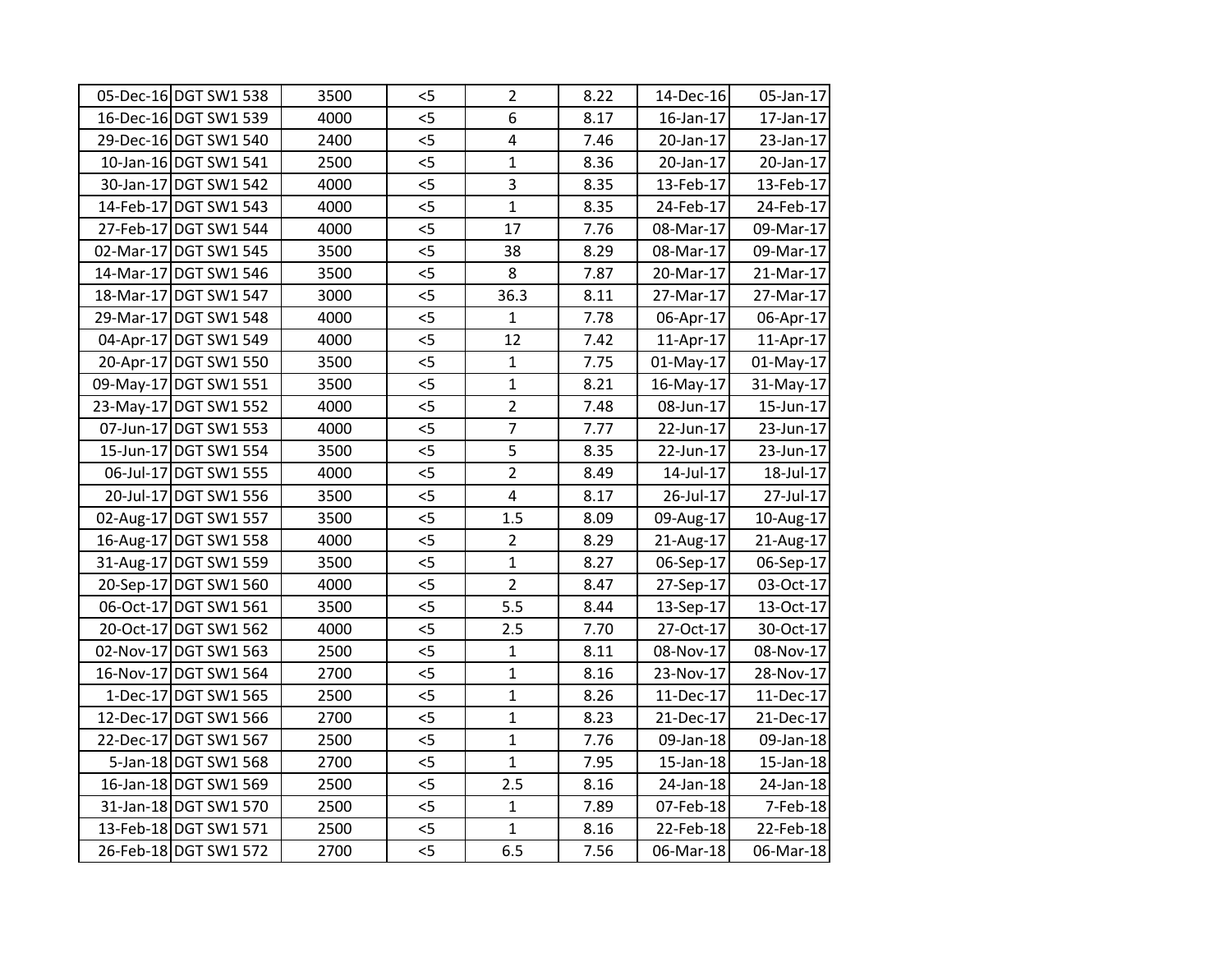| | | | | | | | |
|---|---|---|---|---|---|---|---|
| 05-Dec-16 | DGT SW1 538 | 3500 | <5 | 2 | 8.22 | 14-Dec-16 | 05-Jan-17 |
| 16-Dec-16 | DGT SW1 539 | 4000 | <5 | 6 | 8.17 | 16-Jan-17 | 17-Jan-17 |
| 29-Dec-16 | DGT SW1 540 | 2400 | <5 | 4 | 7.46 | 20-Jan-17 | 23-Jan-17 |
| 10-Jan-16 | DGT SW1 541 | 2500 | <5 | 1 | 8.36 | 20-Jan-17 | 20-Jan-17 |
| 30-Jan-17 | DGT SW1 542 | 4000 | <5 | 3 | 8.35 | 13-Feb-17 | 13-Feb-17 |
| 14-Feb-17 | DGT SW1 543 | 4000 | <5 | 1 | 8.35 | 24-Feb-17 | 24-Feb-17 |
| 27-Feb-17 | DGT SW1 544 | 4000 | <5 | 17 | 7.76 | 08-Mar-17 | 09-Mar-17 |
| 02-Mar-17 | DGT SW1 545 | 3500 | <5 | 38 | 8.29 | 08-Mar-17 | 09-Mar-17 |
| 14-Mar-17 | DGT SW1 546 | 3500 | <5 | 8 | 7.87 | 20-Mar-17 | 21-Mar-17 |
| 18-Mar-17 | DGT SW1 547 | 3000 | <5 | 36.3 | 8.11 | 27-Mar-17 | 27-Mar-17 |
| 29-Mar-17 | DGT SW1 548 | 4000 | <5 | 1 | 7.78 | 06-Apr-17 | 06-Apr-17 |
| 04-Apr-17 | DGT SW1 549 | 4000 | <5 | 12 | 7.42 | 11-Apr-17 | 11-Apr-17 |
| 20-Apr-17 | DGT SW1 550 | 3500 | <5 | 1 | 7.75 | 01-May-17 | 01-May-17 |
| 09-May-17 | DGT SW1 551 | 3500 | <5 | 1 | 8.21 | 16-May-17 | 31-May-17 |
| 23-May-17 | DGT SW1 552 | 4000 | <5 | 2 | 7.48 | 08-Jun-17 | 15-Jun-17 |
| 07-Jun-17 | DGT SW1 553 | 4000 | <5 | 7 | 7.77 | 22-Jun-17 | 23-Jun-17 |
| 15-Jun-17 | DGT SW1 554 | 3500 | <5 | 5 | 8.35 | 22-Jun-17 | 23-Jun-17 |
| 06-Jul-17 | DGT SW1 555 | 4000 | <5 | 2 | 8.49 | 14-Jul-17 | 18-Jul-17 |
| 20-Jul-17 | DGT SW1 556 | 3500 | <5 | 4 | 8.17 | 26-Jul-17 | 27-Jul-17 |
| 02-Aug-17 | DGT SW1 557 | 3500 | <5 | 1.5 | 8.09 | 09-Aug-17 | 10-Aug-17 |
| 16-Aug-17 | DGT SW1 558 | 4000 | <5 | 2 | 8.29 | 21-Aug-17 | 21-Aug-17 |
| 31-Aug-17 | DGT SW1 559 | 3500 | <5 | 1 | 8.27 | 06-Sep-17 | 06-Sep-17 |
| 20-Sep-17 | DGT SW1 560 | 4000 | <5 | 2 | 8.47 | 27-Sep-17 | 03-Oct-17 |
| 06-Oct-17 | DGT SW1 561 | 3500 | <5 | 5.5 | 8.44 | 13-Sep-17 | 13-Oct-17 |
| 20-Oct-17 | DGT SW1 562 | 4000 | <5 | 2.5 | 7.70 | 27-Oct-17 | 30-Oct-17 |
| 02-Nov-17 | DGT SW1 563 | 2500 | <5 | 1 | 8.11 | 08-Nov-17 | 08-Nov-17 |
| 16-Nov-17 | DGT SW1 564 | 2700 | <5 | 1 | 8.16 | 23-Nov-17 | 28-Nov-17 |
| 1-Dec-17 | DGT SW1 565 | 2500 | <5 | 1 | 8.26 | 11-Dec-17 | 11-Dec-17 |
| 12-Dec-17 | DGT SW1 566 | 2700 | <5 | 1 | 8.23 | 21-Dec-17 | 21-Dec-17 |
| 22-Dec-17 | DGT SW1 567 | 2500 | <5 | 1 | 7.76 | 09-Jan-18 | 09-Jan-18 |
| 5-Jan-18 | DGT SW1 568 | 2700 | <5 | 1 | 7.95 | 15-Jan-18 | 15-Jan-18 |
| 16-Jan-18 | DGT SW1 569 | 2500 | <5 | 2.5 | 8.16 | 24-Jan-18 | 24-Jan-18 |
| 31-Jan-18 | DGT SW1 570 | 2500 | <5 | 1 | 7.89 | 07-Feb-18 | 7-Feb-18 |
| 13-Feb-18 | DGT SW1 571 | 2500 | <5 | 1 | 8.16 | 22-Feb-18 | 22-Feb-18 |
| 26-Feb-18 | DGT SW1 572 | 2700 | <5 | 6.5 | 7.56 | 06-Mar-18 | 06-Mar-18 |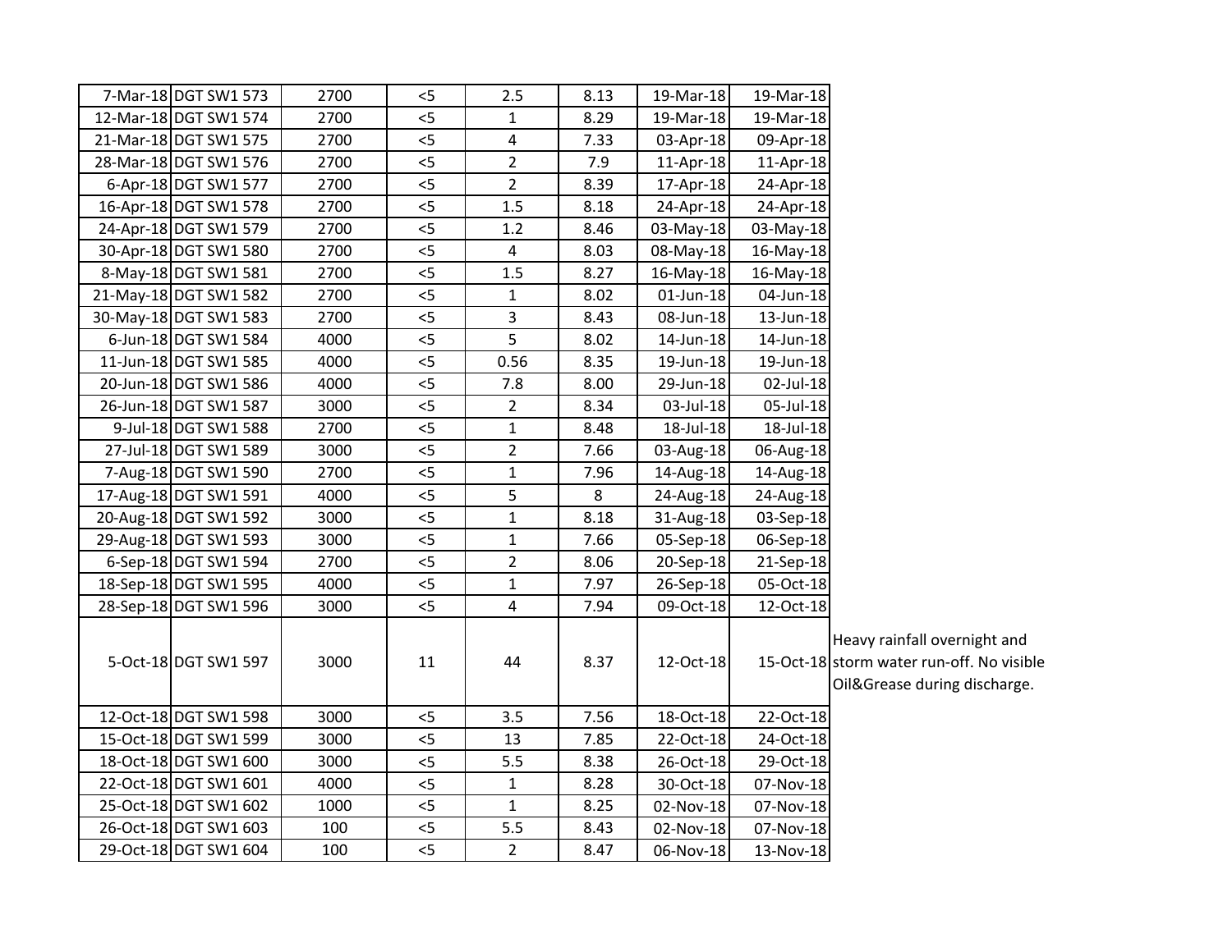| | | | | | | | | |
|---|---|---|---|---|---|---|---|---|
| 7-Mar-18 | DGT SW1 573 | 2700 | <5 | 2.5 | 8.13 | 19-Mar-18 | 19-Mar-18 | |
| 12-Mar-18 | DGT SW1 574 | 2700 | <5 | 1 | 8.29 | 19-Mar-18 | 19-Mar-18 | |
| 21-Mar-18 | DGT SW1 575 | 2700 | <5 | 4 | 7.33 | 03-Apr-18 | 09-Apr-18 | |
| 28-Mar-18 | DGT SW1 576 | 2700 | <5 | 2 | 7.9 | 11-Apr-18 | 11-Apr-18 | |
| 6-Apr-18 | DGT SW1 577 | 2700 | <5 | 2 | 8.39 | 17-Apr-18 | 24-Apr-18 | |
| 16-Apr-18 | DGT SW1 578 | 2700 | <5 | 1.5 | 8.18 | 24-Apr-18 | 24-Apr-18 | |
| 24-Apr-18 | DGT SW1 579 | 2700 | <5 | 1.2 | 8.46 | 03-May-18 | 03-May-18 | |
| 30-Apr-18 | DGT SW1 580 | 2700 | <5 | 4 | 8.03 | 08-May-18 | 16-May-18 | |
| 8-May-18 | DGT SW1 581 | 2700 | <5 | 1.5 | 8.27 | 16-May-18 | 16-May-18 | |
| 21-May-18 | DGT SW1 582 | 2700 | <5 | 1 | 8.02 | 01-Jun-18 | 04-Jun-18 | |
| 30-May-18 | DGT SW1 583 | 2700 | <5 | 3 | 8.43 | 08-Jun-18 | 13-Jun-18 | |
| 6-Jun-18 | DGT SW1 584 | 4000 | <5 | 5 | 8.02 | 14-Jun-18 | 14-Jun-18 | |
| 11-Jun-18 | DGT SW1 585 | 4000 | <5 | 0.56 | 8.35 | 19-Jun-18 | 19-Jun-18 | |
| 20-Jun-18 | DGT SW1 586 | 4000 | <5 | 7.8 | 8.00 | 29-Jun-18 | 02-Jul-18 | |
| 26-Jun-18 | DGT SW1 587 | 3000 | <5 | 2 | 8.34 | 03-Jul-18 | 05-Jul-18 | |
| 9-Jul-18 | DGT SW1 588 | 2700 | <5 | 1 | 8.48 | 18-Jul-18 | 18-Jul-18 | |
| 27-Jul-18 | DGT SW1 589 | 3000 | <5 | 2 | 7.66 | 03-Aug-18 | 06-Aug-18 | |
| 7-Aug-18 | DGT SW1 590 | 2700 | <5 | 1 | 7.96 | 14-Aug-18 | 14-Aug-18 | |
| 17-Aug-18 | DGT SW1 591 | 4000 | <5 | 5 | 8 | 24-Aug-18 | 24-Aug-18 | |
| 20-Aug-18 | DGT SW1 592 | 3000 | <5 | 1 | 8.18 | 31-Aug-18 | 03-Sep-18 | |
| 29-Aug-18 | DGT SW1 593 | 3000 | <5 | 1 | 7.66 | 05-Sep-18 | 06-Sep-18 | |
| 6-Sep-18 | DGT SW1 594 | 2700 | <5 | 2 | 8.06 | 20-Sep-18 | 21-Sep-18 | |
| 18-Sep-18 | DGT SW1 595 | 4000 | <5 | 1 | 7.97 | 26-Sep-18 | 05-Oct-18 | |
| 28-Sep-18 | DGT SW1 596 | 3000 | <5 | 4 | 7.94 | 09-Oct-18 | 12-Oct-18 | |
| 5-Oct-18 | DGT SW1 597 | 3000 | 11 | 44 | 8.37 | 12-Oct-18 | 15-Oct-18 | Heavy rainfall overnight and storm water run-off. No visible Oil&Grease during discharge. |
| 12-Oct-18 | DGT SW1 598 | 3000 | <5 | 3.5 | 7.56 | 18-Oct-18 | 22-Oct-18 | |
| 15-Oct-18 | DGT SW1 599 | 3000 | <5 | 13 | 7.85 | 22-Oct-18 | 24-Oct-18 | |
| 18-Oct-18 | DGT SW1 600 | 3000 | <5 | 5.5 | 8.38 | 26-Oct-18 | 29-Oct-18 | |
| 22-Oct-18 | DGT SW1 601 | 4000 | <5 | 1 | 8.28 | 30-Oct-18 | 07-Nov-18 | |
| 25-Oct-18 | DGT SW1 602 | 1000 | <5 | 1 | 8.25 | 02-Nov-18 | 07-Nov-18 | |
| 26-Oct-18 | DGT SW1 603 | 100 | <5 | 5.5 | 8.43 | 02-Nov-18 | 07-Nov-18 | |
| 29-Oct-18 | DGT SW1 604 | 100 | <5 | 2 | 8.47 | 06-Nov-18 | 13-Nov-18 | |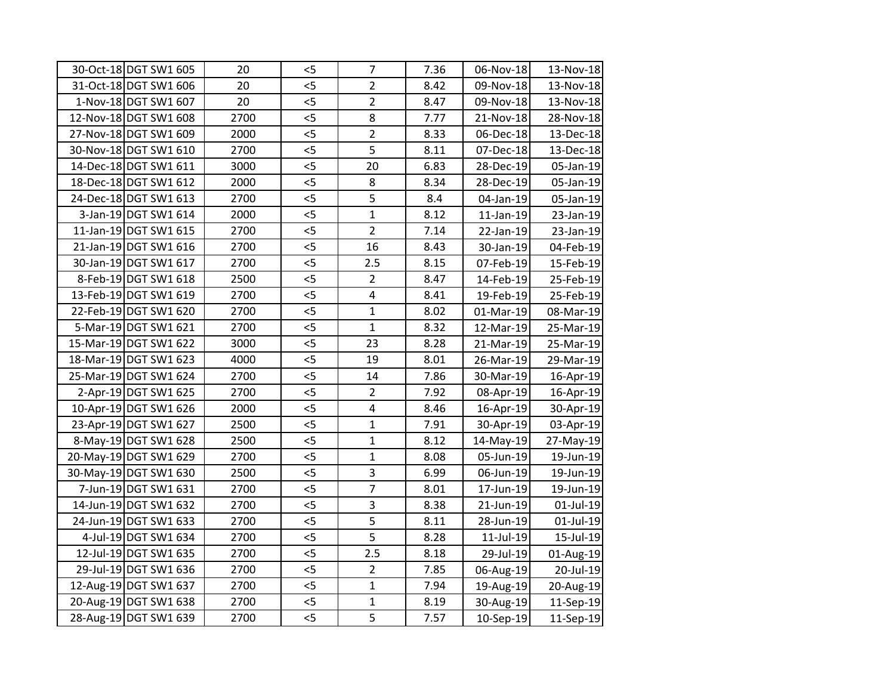| | | | | | | | | |
|---|---|---|---|---|---|---|---|---|
| 30-Oct-18 | DGT SW1 605 | 20 | <5 | 7 | 7.36 | 06-Nov-18 | 13-Nov-18 |
| 31-Oct-18 | DGT SW1 606 | 20 | <5 | 2 | 8.42 | 09-Nov-18 | 13-Nov-18 |
| 1-Nov-18 | DGT SW1 607 | 20 | <5 | 2 | 8.47 | 09-Nov-18 | 13-Nov-18 |
| 12-Nov-18 | DGT SW1 608 | 2700 | <5 | 8 | 7.77 | 21-Nov-18 | 28-Nov-18 |
| 27-Nov-18 | DGT SW1 609 | 2000 | <5 | 2 | 8.33 | 06-Dec-18 | 13-Dec-18 |
| 30-Nov-18 | DGT SW1 610 | 2700 | <5 | 5 | 8.11 | 07-Dec-18 | 13-Dec-18 |
| 14-Dec-18 | DGT SW1 611 | 3000 | <5 | 20 | 6.83 | 28-Dec-19 | 05-Jan-19 |
| 18-Dec-18 | DGT SW1 612 | 2000 | <5 | 8 | 8.34 | 28-Dec-19 | 05-Jan-19 |
| 24-Dec-18 | DGT SW1 613 | 2700 | <5 | 5 | 8.4 | 04-Jan-19 | 05-Jan-19 |
| 3-Jan-19 | DGT SW1 614 | 2000 | <5 | 1 | 8.12 | 11-Jan-19 | 23-Jan-19 |
| 11-Jan-19 | DGT SW1 615 | 2700 | <5 | 2 | 7.14 | 22-Jan-19 | 23-Jan-19 |
| 21-Jan-19 | DGT SW1 616 | 2700 | <5 | 16 | 8.43 | 30-Jan-19 | 04-Feb-19 |
| 30-Jan-19 | DGT SW1 617 | 2700 | <5 | 2.5 | 8.15 | 07-Feb-19 | 15-Feb-19 |
| 8-Feb-19 | DGT SW1 618 | 2500 | <5 | 2 | 8.47 | 14-Feb-19 | 25-Feb-19 |
| 13-Feb-19 | DGT SW1 619 | 2700 | <5 | 4 | 8.41 | 19-Feb-19 | 25-Feb-19 |
| 22-Feb-19 | DGT SW1 620 | 2700 | <5 | 1 | 8.02 | 01-Mar-19 | 08-Mar-19 |
| 5-Mar-19 | DGT SW1 621 | 2700 | <5 | 1 | 8.32 | 12-Mar-19 | 25-Mar-19 |
| 15-Mar-19 | DGT SW1 622 | 3000 | <5 | 23 | 8.28 | 21-Mar-19 | 25-Mar-19 |
| 18-Mar-19 | DGT SW1 623 | 4000 | <5 | 19 | 8.01 | 26-Mar-19 | 29-Mar-19 |
| 25-Mar-19 | DGT SW1 624 | 2700 | <5 | 14 | 7.86 | 30-Mar-19 | 16-Apr-19 |
| 2-Apr-19 | DGT SW1 625 | 2700 | <5 | 2 | 7.92 | 08-Apr-19 | 16-Apr-19 |
| 10-Apr-19 | DGT SW1 626 | 2000 | <5 | 4 | 8.46 | 16-Apr-19 | 30-Apr-19 |
| 23-Apr-19 | DGT SW1 627 | 2500 | <5 | 1 | 7.91 | 30-Apr-19 | 03-Apr-19 |
| 8-May-19 | DGT SW1 628 | 2500 | <5 | 1 | 8.12 | 14-May-19 | 27-May-19 |
| 20-May-19 | DGT SW1 629 | 2700 | <5 | 1 | 8.08 | 05-Jun-19 | 19-Jun-19 |
| 30-May-19 | DGT SW1 630 | 2500 | <5 | 3 | 6.99 | 06-Jun-19 | 19-Jun-19 |
| 7-Jun-19 | DGT SW1 631 | 2700 | <5 | 7 | 8.01 | 17-Jun-19 | 19-Jun-19 |
| 14-Jun-19 | DGT SW1 632 | 2700 | <5 | 3 | 8.38 | 21-Jun-19 | 01-Jul-19 |
| 24-Jun-19 | DGT SW1 633 | 2700 | <5 | 5 | 8.11 | 28-Jun-19 | 01-Jul-19 |
| 4-Jul-19 | DGT SW1 634 | 2700 | <5 | 5 | 8.28 | 11-Jul-19 | 15-Jul-19 |
| 12-Jul-19 | DGT SW1 635 | 2700 | <5 | 2.5 | 8.18 | 29-Jul-19 | 01-Aug-19 |
| 29-Jul-19 | DGT SW1 636 | 2700 | <5 | 2 | 7.85 | 06-Aug-19 | 20-Jul-19 |
| 12-Aug-19 | DGT SW1 637 | 2700 | <5 | 1 | 7.94 | 19-Aug-19 | 20-Aug-19 |
| 20-Aug-19 | DGT SW1 638 | 2700 | <5 | 1 | 8.19 | 30-Aug-19 | 11-Sep-19 |
| 28-Aug-19 | DGT SW1 639 | 2700 | <5 | 5 | 7.57 | 10-Sep-19 | 11-Sep-19 |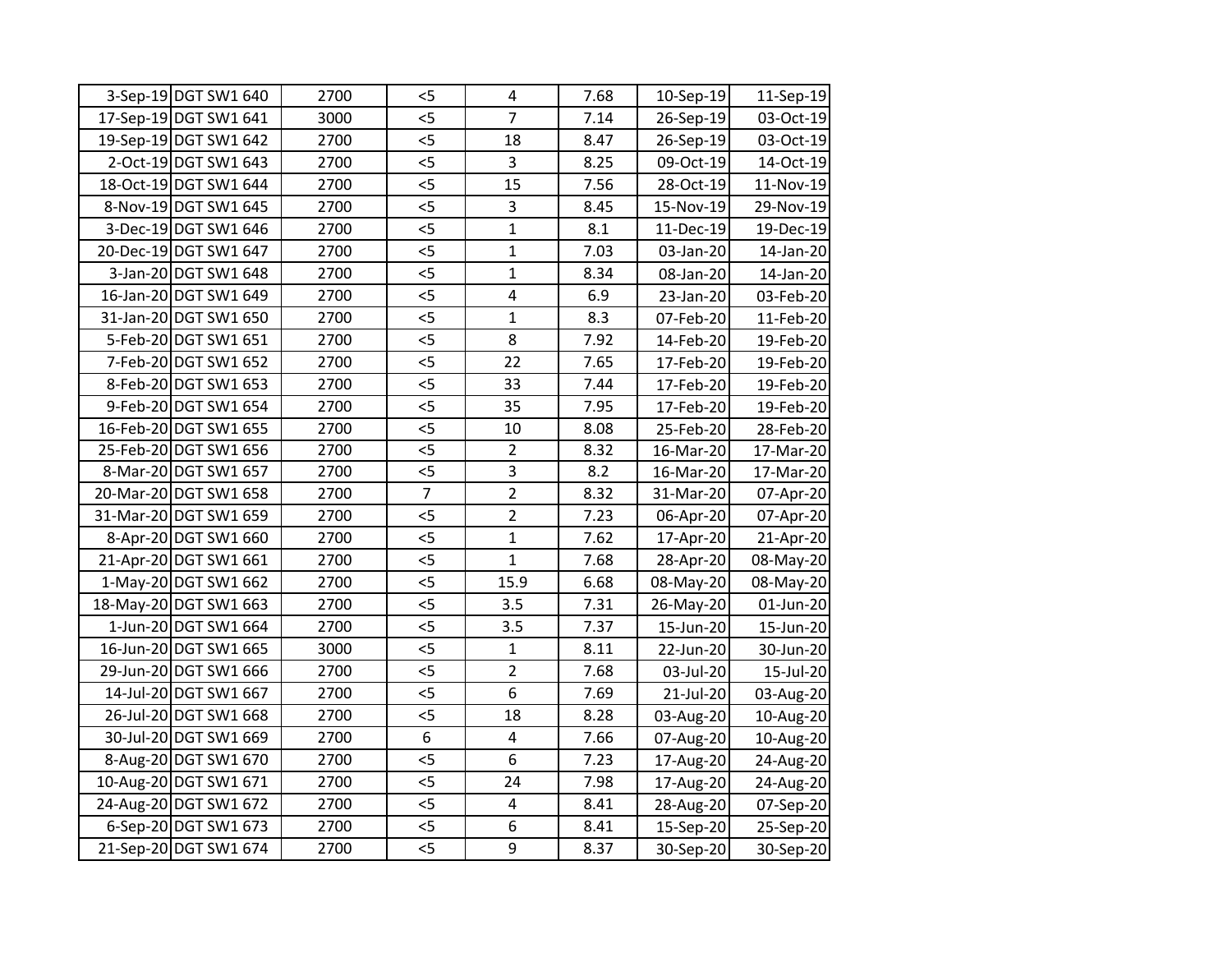| | | | | | | | |
|---|---|---|---|---|---|---|---|
| 3-Sep-19 | DGT SW1 640 | 2700 | <5 | 4 | 7.68 | 10-Sep-19 | 11-Sep-19 |
| 17-Sep-19 | DGT SW1 641 | 3000 | <5 | 7 | 7.14 | 26-Sep-19 | 03-Oct-19 |
| 19-Sep-19 | DGT SW1 642 | 2700 | <5 | 18 | 8.47 | 26-Sep-19 | 03-Oct-19 |
| 2-Oct-19 | DGT SW1 643 | 2700 | <5 | 3 | 8.25 | 09-Oct-19 | 14-Oct-19 |
| 18-Oct-19 | DGT SW1 644 | 2700 | <5 | 15 | 7.56 | 28-Oct-19 | 11-Nov-19 |
| 8-Nov-19 | DGT SW1 645 | 2700 | <5 | 3 | 8.45 | 15-Nov-19 | 29-Nov-19 |
| 3-Dec-19 | DGT SW1 646 | 2700 | <5 | 1 | 8.1 | 11-Dec-19 | 19-Dec-19 |
| 20-Dec-19 | DGT SW1 647 | 2700 | <5 | 1 | 7.03 | 03-Jan-20 | 14-Jan-20 |
| 3-Jan-20 | DGT SW1 648 | 2700 | <5 | 1 | 8.34 | 08-Jan-20 | 14-Jan-20 |
| 16-Jan-20 | DGT SW1 649 | 2700 | <5 | 4 | 6.9 | 23-Jan-20 | 03-Feb-20 |
| 31-Jan-20 | DGT SW1 650 | 2700 | <5 | 1 | 8.3 | 07-Feb-20 | 11-Feb-20 |
| 5-Feb-20 | DGT SW1 651 | 2700 | <5 | 8 | 7.92 | 14-Feb-20 | 19-Feb-20 |
| 7-Feb-20 | DGT SW1 652 | 2700 | <5 | 22 | 7.65 | 17-Feb-20 | 19-Feb-20 |
| 8-Feb-20 | DGT SW1 653 | 2700 | <5 | 33 | 7.44 | 17-Feb-20 | 19-Feb-20 |
| 9-Feb-20 | DGT SW1 654 | 2700 | <5 | 35 | 7.95 | 17-Feb-20 | 19-Feb-20 |
| 16-Feb-20 | DGT SW1 655 | 2700 | <5 | 10 | 8.08 | 25-Feb-20 | 28-Feb-20 |
| 25-Feb-20 | DGT SW1 656 | 2700 | <5 | 2 | 8.32 | 16-Mar-20 | 17-Mar-20 |
| 8-Mar-20 | DGT SW1 657 | 2700 | <5 | 3 | 8.2 | 16-Mar-20 | 17-Mar-20 |
| 20-Mar-20 | DGT SW1 658 | 2700 | 7 | 2 | 8.32 | 31-Mar-20 | 07-Apr-20 |
| 31-Mar-20 | DGT SW1 659 | 2700 | <5 | 2 | 7.23 | 06-Apr-20 | 07-Apr-20 |
| 8-Apr-20 | DGT SW1 660 | 2700 | <5 | 1 | 7.62 | 17-Apr-20 | 21-Apr-20 |
| 21-Apr-20 | DGT SW1 661 | 2700 | <5 | 1 | 7.68 | 28-Apr-20 | 08-May-20 |
| 1-May-20 | DGT SW1 662 | 2700 | <5 | 15.9 | 6.68 | 08-May-20 | 08-May-20 |
| 18-May-20 | DGT SW1 663 | 2700 | <5 | 3.5 | 7.31 | 26-May-20 | 01-Jun-20 |
| 1-Jun-20 | DGT SW1 664 | 2700 | <5 | 3.5 | 7.37 | 15-Jun-20 | 15-Jun-20 |
| 16-Jun-20 | DGT SW1 665 | 3000 | <5 | 1 | 8.11 | 22-Jun-20 | 30-Jun-20 |
| 29-Jun-20 | DGT SW1 666 | 2700 | <5 | 2 | 7.68 | 03-Jul-20 | 15-Jul-20 |
| 14-Jul-20 | DGT SW1 667 | 2700 | <5 | 6 | 7.69 | 21-Jul-20 | 03-Aug-20 |
| 26-Jul-20 | DGT SW1 668 | 2700 | <5 | 18 | 8.28 | 03-Aug-20 | 10-Aug-20 |
| 30-Jul-20 | DGT SW1 669 | 2700 | 6 | 4 | 7.66 | 07-Aug-20 | 10-Aug-20 |
| 8-Aug-20 | DGT SW1 670 | 2700 | <5 | 6 | 7.23 | 17-Aug-20 | 24-Aug-20 |
| 10-Aug-20 | DGT SW1 671 | 2700 | <5 | 24 | 7.98 | 17-Aug-20 | 24-Aug-20 |
| 24-Aug-20 | DGT SW1 672 | 2700 | <5 | 4 | 8.41 | 28-Aug-20 | 07-Sep-20 |
| 6-Sep-20 | DGT SW1 673 | 2700 | <5 | 6 | 8.41 | 15-Sep-20 | 25-Sep-20 |
| 21-Sep-20 | DGT SW1 674 | 2700 | <5 | 9 | 8.37 | 30-Sep-20 | 30-Sep-20 |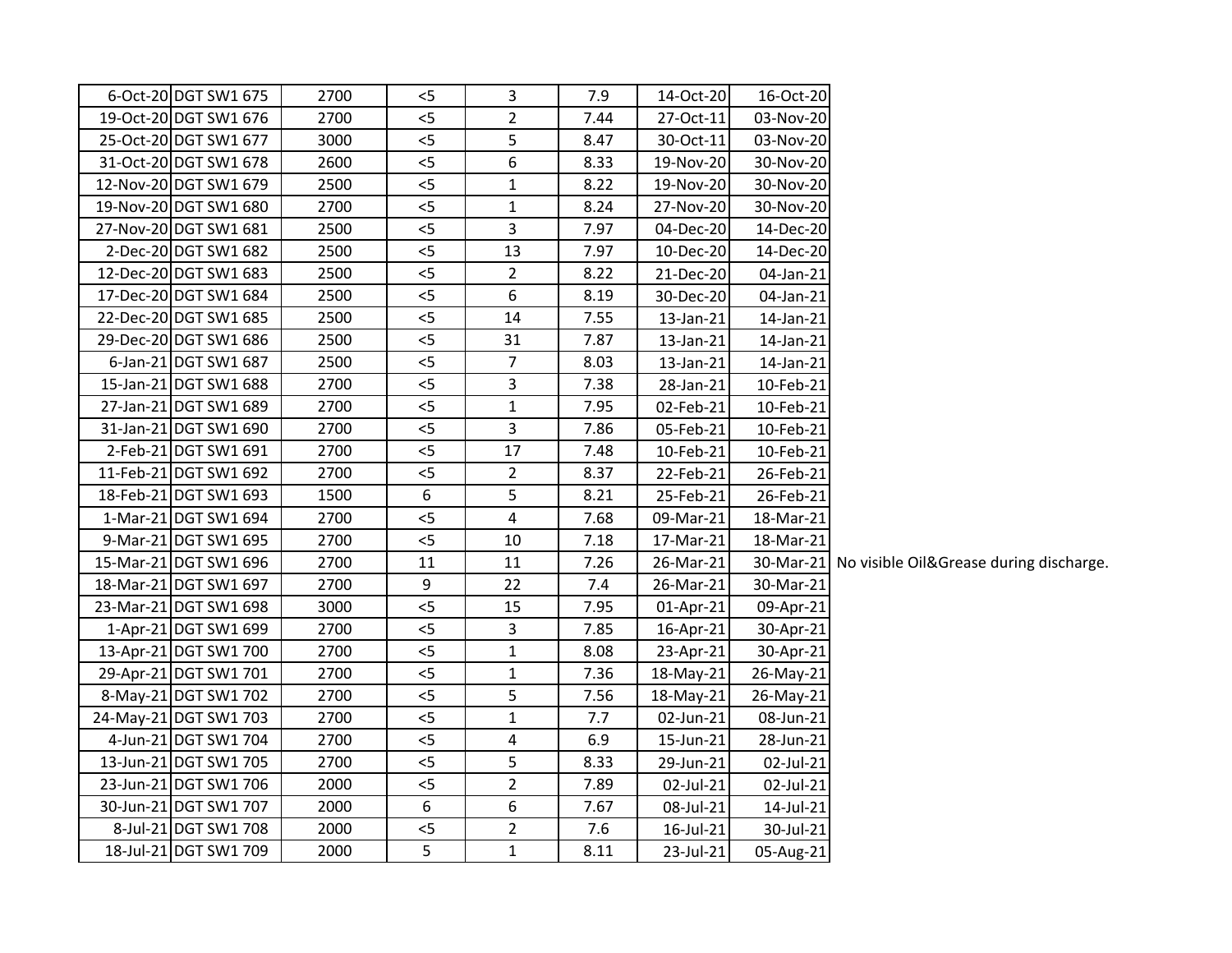| | | | | | | | | |
|---|---|---|---|---|---|---|---|---|
| 6-Oct-20 | DGT SW1 675 | 2700 | <5 | 3 | 7.9 | 14-Oct-20 | 16-Oct-20 | |
| 19-Oct-20 | DGT SW1 676 | 2700 | <5 | 2 | 7.44 | 27-Oct-11 | 03-Nov-20 | |
| 25-Oct-20 | DGT SW1 677 | 3000 | <5 | 5 | 8.47 | 30-Oct-11 | 03-Nov-20 | |
| 31-Oct-20 | DGT SW1 678 | 2600 | <5 | 6 | 8.33 | 19-Nov-20 | 30-Nov-20 | |
| 12-Nov-20 | DGT SW1 679 | 2500 | <5 | 1 | 8.22 | 19-Nov-20 | 30-Nov-20 | |
| 19-Nov-20 | DGT SW1 680 | 2700 | <5 | 1 | 8.24 | 27-Nov-20 | 30-Nov-20 | |
| 27-Nov-20 | DGT SW1 681 | 2500 | <5 | 3 | 7.97 | 04-Dec-20 | 14-Dec-20 | |
| 2-Dec-20 | DGT SW1 682 | 2500 | <5 | 13 | 7.97 | 10-Dec-20 | 14-Dec-20 | |
| 12-Dec-20 | DGT SW1 683 | 2500 | <5 | 2 | 8.22 | 21-Dec-20 | 04-Jan-21 | |
| 17-Dec-20 | DGT SW1 684 | 2500 | <5 | 6 | 8.19 | 30-Dec-20 | 04-Jan-21 | |
| 22-Dec-20 | DGT SW1 685 | 2500 | <5 | 14 | 7.55 | 13-Jan-21 | 14-Jan-21 | |
| 29-Dec-20 | DGT SW1 686 | 2500 | <5 | 31 | 7.87 | 13-Jan-21 | 14-Jan-21 | |
| 6-Jan-21 | DGT SW1 687 | 2500 | <5 | 7 | 8.03 | 13-Jan-21 | 14-Jan-21 | |
| 15-Jan-21 | DGT SW1 688 | 2700 | <5 | 3 | 7.38 | 28-Jan-21 | 10-Feb-21 | |
| 27-Jan-21 | DGT SW1 689 | 2700 | <5 | 1 | 7.95 | 02-Feb-21 | 10-Feb-21 | |
| 31-Jan-21 | DGT SW1 690 | 2700 | <5 | 3 | 7.86 | 05-Feb-21 | 10-Feb-21 | |
| 2-Feb-21 | DGT SW1 691 | 2700 | <5 | 17 | 7.48 | 10-Feb-21 | 10-Feb-21 | |
| 11-Feb-21 | DGT SW1 692 | 2700 | <5 | 2 | 8.37 | 22-Feb-21 | 26-Feb-21 | |
| 18-Feb-21 | DGT SW1 693 | 1500 | 6 | 5 | 8.21 | 25-Feb-21 | 26-Feb-21 | |
| 1-Mar-21 | DGT SW1 694 | 2700 | <5 | 4 | 7.68 | 09-Mar-21 | 18-Mar-21 | |
| 9-Mar-21 | DGT SW1 695 | 2700 | <5 | 10 | 7.18 | 17-Mar-21 | 18-Mar-21 | |
| 15-Mar-21 | DGT SW1 696 | 2700 | 11 | 11 | 7.26 | 26-Mar-21 | 30-Mar-21 | No visible Oil&Grease during discharge. |
| 18-Mar-21 | DGT SW1 697 | 2700 | 9 | 22 | 7.4 | 26-Mar-21 | 30-Mar-21 | |
| 23-Mar-21 | DGT SW1 698 | 3000 | <5 | 15 | 7.95 | 01-Apr-21 | 09-Apr-21 | |
| 1-Apr-21 | DGT SW1 699 | 2700 | <5 | 3 | 7.85 | 16-Apr-21 | 30-Apr-21 | |
| 13-Apr-21 | DGT SW1 700 | 2700 | <5 | 1 | 8.08 | 23-Apr-21 | 30-Apr-21 | |
| 29-Apr-21 | DGT SW1 701 | 2700 | <5 | 1 | 7.36 | 18-May-21 | 26-May-21 | |
| 8-May-21 | DGT SW1 702 | 2700 | <5 | 5 | 7.56 | 18-May-21 | 26-May-21 | |
| 24-May-21 | DGT SW1 703 | 2700 | <5 | 1 | 7.7 | 02-Jun-21 | 08-Jun-21 | |
| 4-Jun-21 | DGT SW1 704 | 2700 | <5 | 4 | 6.9 | 15-Jun-21 | 28-Jun-21 | |
| 13-Jun-21 | DGT SW1 705 | 2700 | <5 | 5 | 8.33 | 29-Jun-21 | 02-Jul-21 | |
| 23-Jun-21 | DGT SW1 706 | 2000 | <5 | 2 | 7.89 | 02-Jul-21 | 02-Jul-21 | |
| 30-Jun-21 | DGT SW1 707 | 2000 | 6 | 6 | 7.67 | 08-Jul-21 | 14-Jul-21 | |
| 8-Jul-21 | DGT SW1 708 | 2000 | <5 | 2 | 7.6 | 16-Jul-21 | 30-Jul-21 | |
| 18-Jul-21 | DGT SW1 709 | 2000 | 5 | 1 | 8.11 | 23-Jul-21 | 05-Aug-21 | |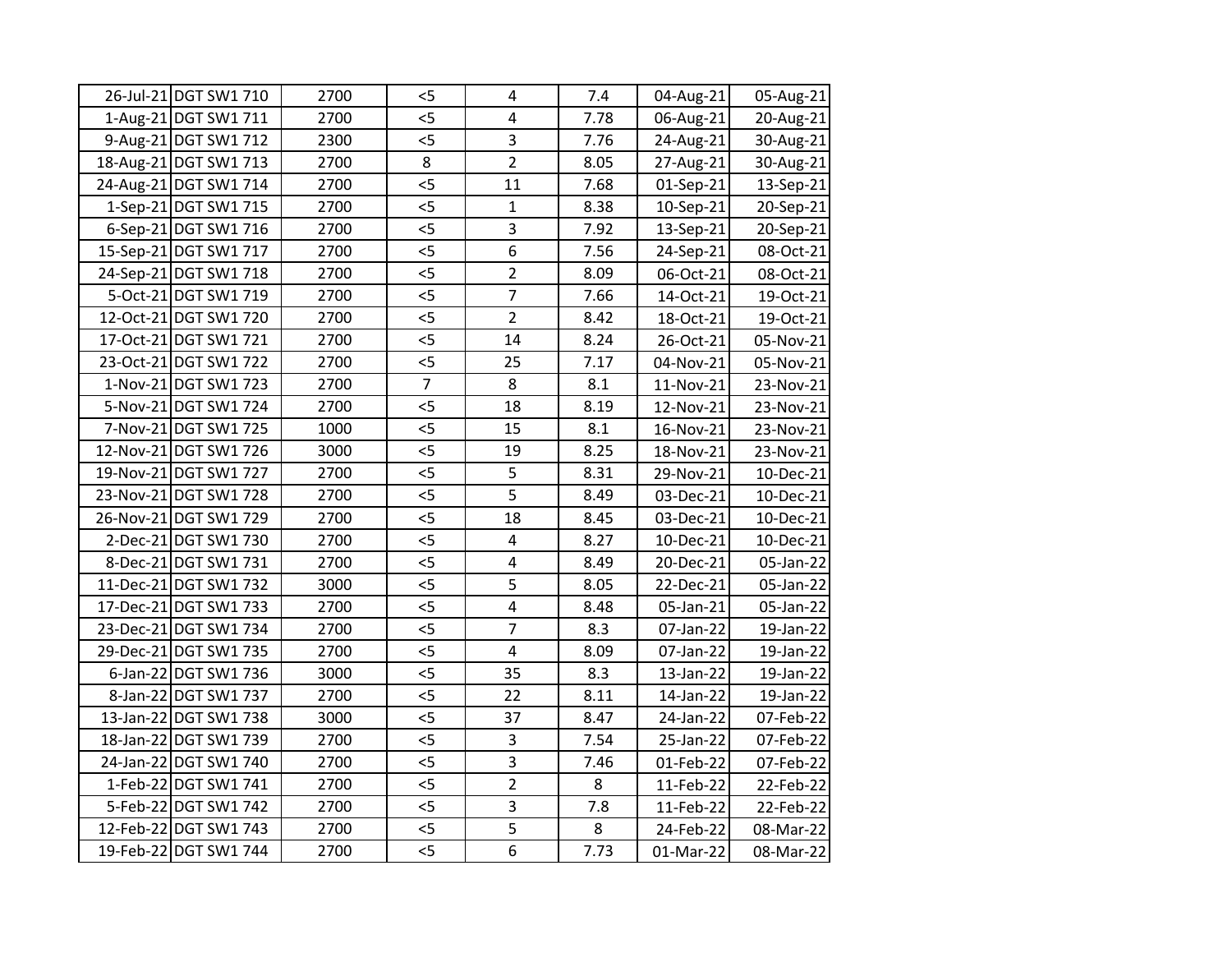| | | | | | | | |
|---|---|---|---|---|---|---|---|
| 26-Jul-21 | DGT SW1 710 | 2700 | <5 | 4 | 7.4 | 04-Aug-21 | 05-Aug-21 |
| 1-Aug-21 | DGT SW1 711 | 2700 | <5 | 4 | 7.78 | 06-Aug-21 | 20-Aug-21 |
| 9-Aug-21 | DGT SW1 712 | 2300 | <5 | 3 | 7.76 | 24-Aug-21 | 30-Aug-21 |
| 18-Aug-21 | DGT SW1 713 | 2700 | 8 | 2 | 8.05 | 27-Aug-21 | 30-Aug-21 |
| 24-Aug-21 | DGT SW1 714 | 2700 | <5 | 11 | 7.68 | 01-Sep-21 | 13-Sep-21 |
| 1-Sep-21 | DGT SW1 715 | 2700 | <5 | 1 | 8.38 | 10-Sep-21 | 20-Sep-21 |
| 6-Sep-21 | DGT SW1 716 | 2700 | <5 | 3 | 7.92 | 13-Sep-21 | 20-Sep-21 |
| 15-Sep-21 | DGT SW1 717 | 2700 | <5 | 6 | 7.56 | 24-Sep-21 | 08-Oct-21 |
| 24-Sep-21 | DGT SW1 718 | 2700 | <5 | 2 | 8.09 | 06-Oct-21 | 08-Oct-21 |
| 5-Oct-21 | DGT SW1 719 | 2700 | <5 | 7 | 7.66 | 14-Oct-21 | 19-Oct-21 |
| 12-Oct-21 | DGT SW1 720 | 2700 | <5 | 2 | 8.42 | 18-Oct-21 | 19-Oct-21 |
| 17-Oct-21 | DGT SW1 721 | 2700 | <5 | 14 | 8.24 | 26-Oct-21 | 05-Nov-21 |
| 23-Oct-21 | DGT SW1 722 | 2700 | <5 | 25 | 7.17 | 04-Nov-21 | 05-Nov-21 |
| 1-Nov-21 | DGT SW1 723 | 2700 | 7 | 8 | 8.1 | 11-Nov-21 | 23-Nov-21 |
| 5-Nov-21 | DGT SW1 724 | 2700 | <5 | 18 | 8.19 | 12-Nov-21 | 23-Nov-21 |
| 7-Nov-21 | DGT SW1 725 | 1000 | <5 | 15 | 8.1 | 16-Nov-21 | 23-Nov-21 |
| 12-Nov-21 | DGT SW1 726 | 3000 | <5 | 19 | 8.25 | 18-Nov-21 | 23-Nov-21 |
| 19-Nov-21 | DGT SW1 727 | 2700 | <5 | 5 | 8.31 | 29-Nov-21 | 10-Dec-21 |
| 23-Nov-21 | DGT SW1 728 | 2700 | <5 | 5 | 8.49 | 03-Dec-21 | 10-Dec-21 |
| 26-Nov-21 | DGT SW1 729 | 2700 | <5 | 18 | 8.45 | 03-Dec-21 | 10-Dec-21 |
| 2-Dec-21 | DGT SW1 730 | 2700 | <5 | 4 | 8.27 | 10-Dec-21 | 10-Dec-21 |
| 8-Dec-21 | DGT SW1 731 | 2700 | <5 | 4 | 8.49 | 20-Dec-21 | 05-Jan-22 |
| 11-Dec-21 | DGT SW1 732 | 3000 | <5 | 5 | 8.05 | 22-Dec-21 | 05-Jan-22 |
| 17-Dec-21 | DGT SW1 733 | 2700 | <5 | 4 | 8.48 | 05-Jan-21 | 05-Jan-22 |
| 23-Dec-21 | DGT SW1 734 | 2700 | <5 | 7 | 8.3 | 07-Jan-22 | 19-Jan-22 |
| 29-Dec-21 | DGT SW1 735 | 2700 | <5 | 4 | 8.09 | 07-Jan-22 | 19-Jan-22 |
| 6-Jan-22 | DGT SW1 736 | 3000 | <5 | 35 | 8.3 | 13-Jan-22 | 19-Jan-22 |
| 8-Jan-22 | DGT SW1 737 | 2700 | <5 | 22 | 8.11 | 14-Jan-22 | 19-Jan-22 |
| 13-Jan-22 | DGT SW1 738 | 3000 | <5 | 37 | 8.47 | 24-Jan-22 | 07-Feb-22 |
| 18-Jan-22 | DGT SW1 739 | 2700 | <5 | 3 | 7.54 | 25-Jan-22 | 07-Feb-22 |
| 24-Jan-22 | DGT SW1 740 | 2700 | <5 | 3 | 7.46 | 01-Feb-22 | 07-Feb-22 |
| 1-Feb-22 | DGT SW1 741 | 2700 | <5 | 2 | 8 | 11-Feb-22 | 22-Feb-22 |
| 5-Feb-22 | DGT SW1 742 | 2700 | <5 | 3 | 7.8 | 11-Feb-22 | 22-Feb-22 |
| 12-Feb-22 | DGT SW1 743 | 2700 | <5 | 5 | 8 | 24-Feb-22 | 08-Mar-22 |
| 19-Feb-22 | DGT SW1 744 | 2700 | <5 | 6 | 7.73 | 01-Mar-22 | 08-Mar-22 |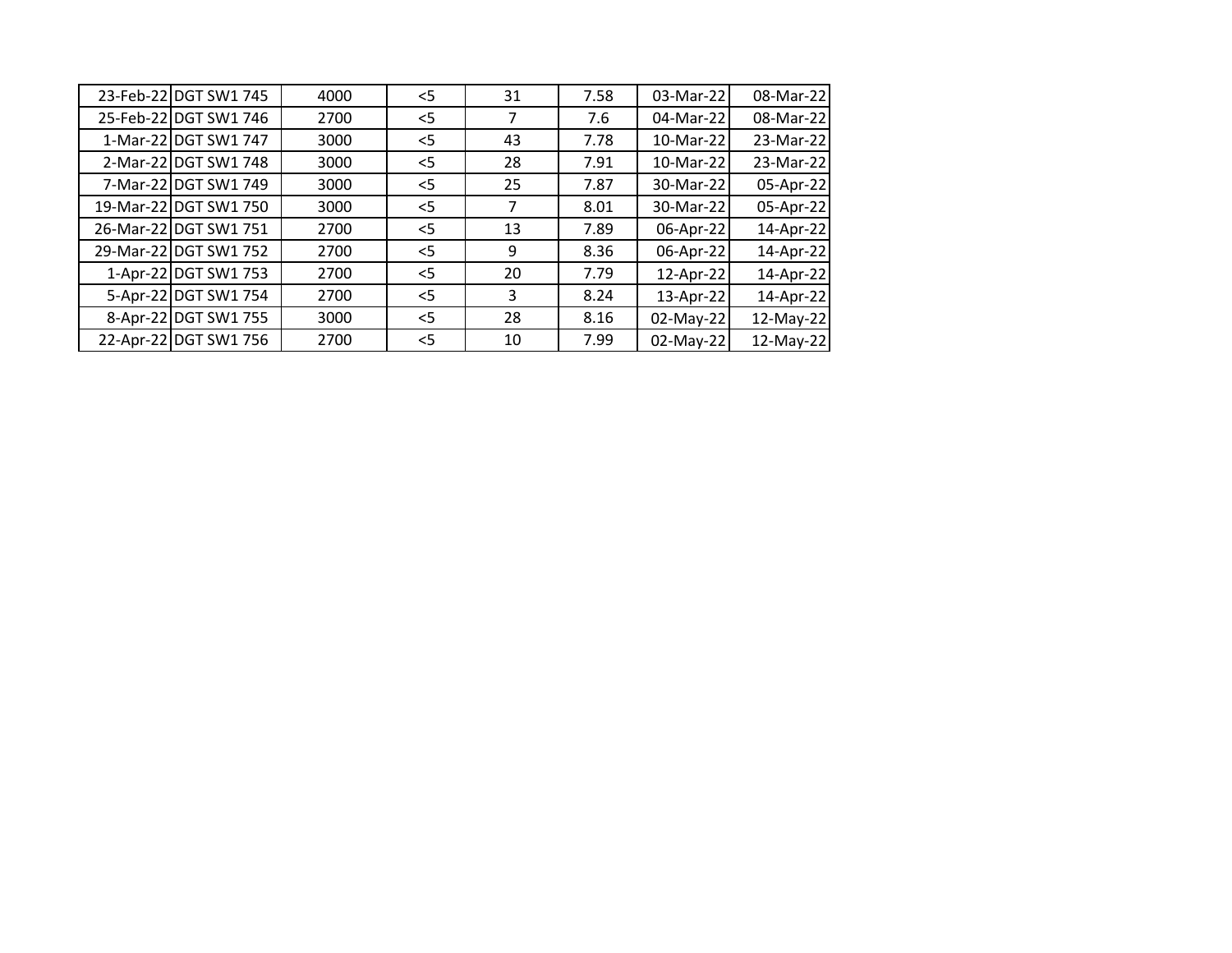| | | | | | | | |
|---|---|---|---|---|---|---|---|
| 23-Feb-22 | DGT SW1 745 | 4000 | <5 | 31 | 7.58 | 03-Mar-22 | 08-Mar-22 |
| 25-Feb-22 | DGT SW1 746 | 2700 | <5 | 7 | 7.6 | 04-Mar-22 | 08-Mar-22 |
| 1-Mar-22 | DGT SW1 747 | 3000 | <5 | 43 | 7.78 | 10-Mar-22 | 23-Mar-22 |
| 2-Mar-22 | DGT SW1 748 | 3000 | <5 | 28 | 7.91 | 10-Mar-22 | 23-Mar-22 |
| 7-Mar-22 | DGT SW1 749 | 3000 | <5 | 25 | 7.87 | 30-Mar-22 | 05-Apr-22 |
| 19-Mar-22 | DGT SW1 750 | 3000 | <5 | 7 | 8.01 | 30-Mar-22 | 05-Apr-22 |
| 26-Mar-22 | DGT SW1 751 | 2700 | <5 | 13 | 7.89 | 06-Apr-22 | 14-Apr-22 |
| 29-Mar-22 | DGT SW1 752 | 2700 | <5 | 9 | 8.36 | 06-Apr-22 | 14-Apr-22 |
| 1-Apr-22 | DGT SW1 753 | 2700 | <5 | 20 | 7.79 | 12-Apr-22 | 14-Apr-22 |
| 5-Apr-22 | DGT SW1 754 | 2700 | <5 | 3 | 8.24 | 13-Apr-22 | 14-Apr-22 |
| 8-Apr-22 | DGT SW1 755 | 3000 | <5 | 28 | 8.16 | 02-May-22 | 12-May-22 |
| 22-Apr-22 | DGT SW1 756 | 2700 | <5 | 10 | 7.99 | 02-May-22 | 12-May-22 |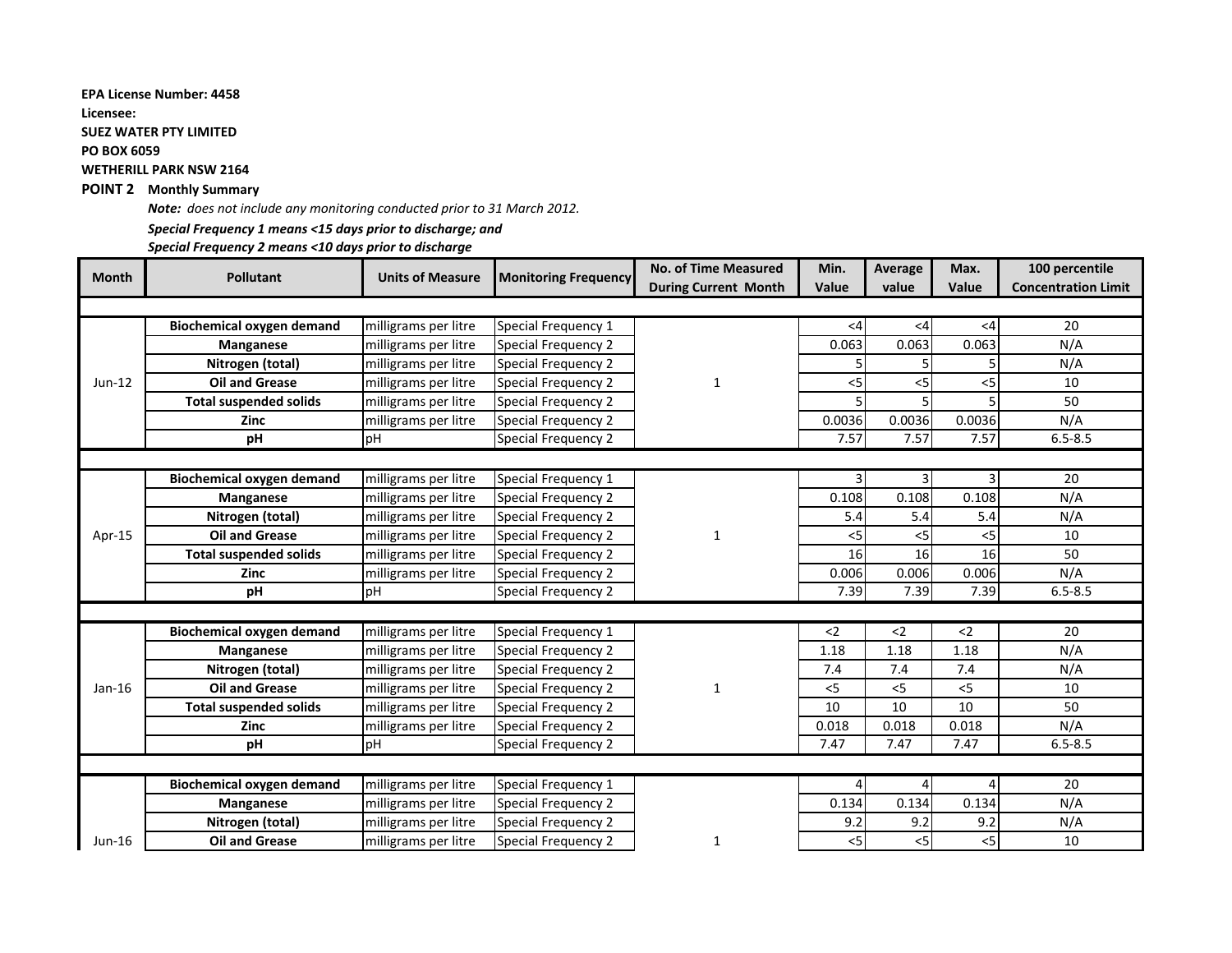**EPA License Number: 4458**

**Licensee:**

**SUEZ WATER PTY LIMITED**

**PO BOX 6059**

**WETHERILL PARK NSW 2164**

**POINT 2 Monthly Summary**

***Note:** does not include any monitoring conducted prior to 31 March 2012.*

***Special Frequency 1 means <15 days prior to discharge; and***

***Special Frequency 2 means <10 days prior to discharge***

| Month | Pollutant | Units of Measure | Monitoring Frequency | No. of Time Measured During Current Month | Min. Value | Average value | Max. Value | 100 percentile Concentration Limit |
|---|---|---|---|---|---|---|---|---|
| Jun-12 | **Biochemical oxygen demand** | milligrams per litre | Special Frequency 1 | 1 | <4 | <4 | <4 | 20 |
| | **Manganese** | milligrams per litre | Special Frequency 2 | | 0.063 | 0.063 | 0.063 | N/A |
| | **Nitrogen (total)** | milligrams per litre | Special Frequency 2 | | 5 | 5 | 5 | N/A |
| | **Oil and Grease** | milligrams per litre | Special Frequency 2 | | <5 | <5 | <5 | 10 |
| | **Total suspended solids** | milligrams per litre | Special Frequency 2 | | 5 | 5 | 5 | 50 |
| | **Zinc** | milligrams per litre | Special Frequency 2 | | 0.0036 | 0.0036 | 0.0036 | N/A |
| | **pH** | pH | Special Frequency 2 | | 7.57 | 7.57 | 7.57 | 6.5-8.5 |
| Apr-15 | **Biochemical oxygen demand** | milligrams per litre | Special Frequency 1 | 1 | 3 | 3 | 3 | 20 |
| | **Manganese** | milligrams per litre | Special Frequency 2 | | 0.108 | 0.108 | 0.108 | N/A |
| | **Nitrogen (total)** | milligrams per litre | Special Frequency 2 | | 5.4 | 5.4 | 5.4 | N/A |
| | **Oil and Grease** | milligrams per litre | Special Frequency 2 | | <5 | <5 | <5 | 10 |
| | **Total suspended solids** | milligrams per litre | Special Frequency 2 | | 16 | 16 | 16 | 50 |
| | **Zinc** | milligrams per litre | Special Frequency 2 | | 0.006 | 0.006 | 0.006 | N/A |
| | **pH** | pH | Special Frequency 2 | | 7.39 | 7.39 | 7.39 | 6.5-8.5 |
| Jan-16 | **Biochemical oxygen demand** | milligrams per litre | Special Frequency 1 | 1 | <2 | <2 | <2 | 20 |
| | **Manganese** | milligrams per litre | Special Frequency 2 | | 1.18 | 1.18 | 1.18 | N/A |
| | **Nitrogen (total)** | milligrams per litre | Special Frequency 2 | | 7.4 | 7.4 | 7.4 | N/A |
| | **Oil and Grease** | milligrams per litre | Special Frequency 2 | | <5 | <5 | <5 | 10 |
| | **Total suspended solids** | milligrams per litre | Special Frequency 2 | | 10 | 10 | 10 | 50 |
| | **Zinc** | milligrams per litre | Special Frequency 2 | | 0.018 | 0.018 | 0.018 | N/A |
| | **pH** | pH | Special Frequency 2 | | 7.47 | 7.47 | 7.47 | 6.5-8.5 |
| Jun-16 | **Biochemical oxygen demand** | milligrams per litre | Special Frequency 1 | 1 | 4 | 4 | 4 | 20 |
| | **Manganese** | milligrams per litre | Special Frequency 2 | | 0.134 | 0.134 | 0.134 | N/A |
| | **Nitrogen (total)** | milligrams per litre | Special Frequency 2 | | 9.2 | 9.2 | 9.2 | N/A |
| | **Oil and Grease** | milligrams per litre | Special Frequency 2 | | <5 | <5 | <5 | 10 |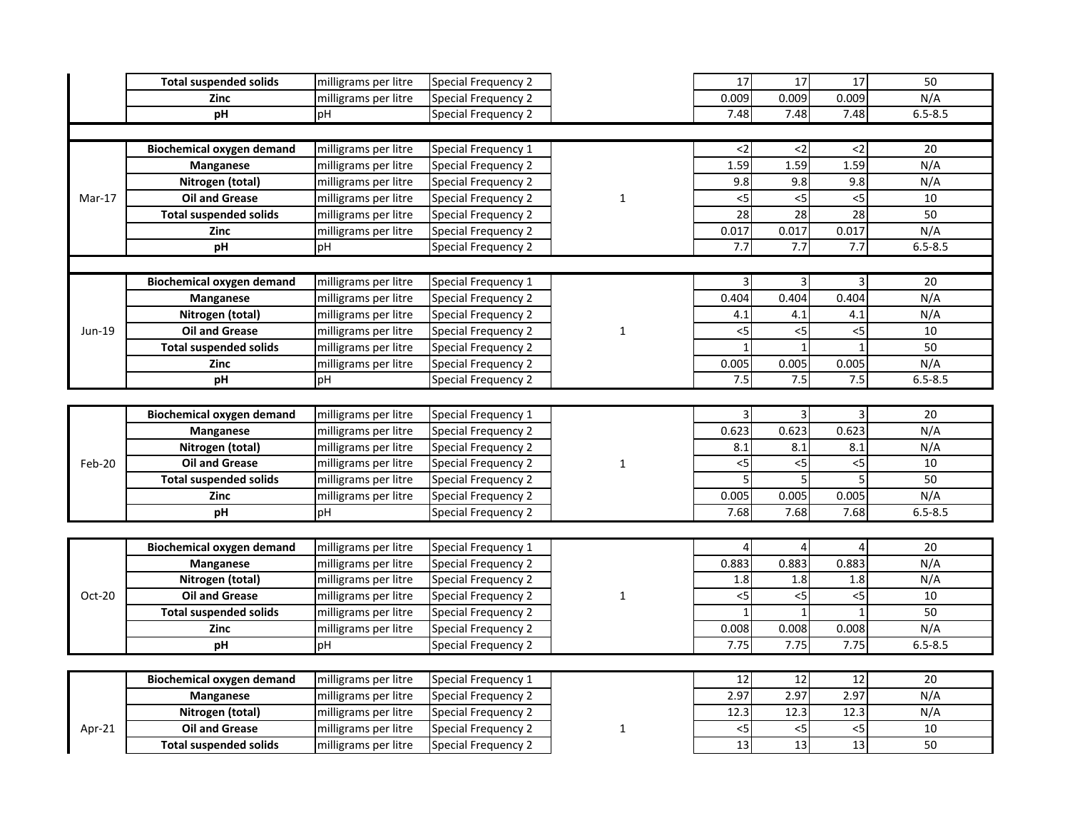| | | | | | | | | |
|---|---|---|---|---|---|---|---|---|
| | **Total suspended solids** | milligrams per litre | Special Frequency 2 | | 17 | 17 | 17 | 50 |
| | **Zinc** | milligrams per litre | Special Frequency 2 | | 0.009 | 0.009 | 0.009 | N/A |
| | **pH** | pH | Special Frequency 2 | | 7.48 | 7.48 | 7.48 | 6.5-8.5 |
| | | | | | | | | |
| Mar-17 | **Biochemical oxygen demand** | milligrams per litre | Special Frequency 1 | 1 | <2 | <2 | <2 | 20 |
| | **Manganese** | milligrams per litre | Special Frequency 2 | | 1.59 | 1.59 | 1.59 | N/A |
| | **Nitrogen (total)** | milligrams per litre | Special Frequency 2 | | 9.8 | 9.8 | 9.8 | N/A |
| | **Oil and Grease** | milligrams per litre | Special Frequency 2 | | <5 | <5 | <5 | 10 |
| | **Total suspended solids** | milligrams per litre | Special Frequency 2 | | 28 | 28 | 28 | 50 |
| | **Zinc** | milligrams per litre | Special Frequency 2 | | 0.017 | 0.017 | 0.017 | N/A |
| | **pH** | pH | Special Frequency 2 | | 7.7 | 7.7 | 7.7 | 6.5-8.5 |
| | | | | | | | | |
| Jun-19 | **Biochemical oxygen demand** | milligrams per litre | Special Frequency 1 | 1 | 3 | 3 | 3 | 20 |
| | **Manganese** | milligrams per litre | Special Frequency 2 | | 0.404 | 0.404 | 0.404 | N/A |
| | **Nitrogen (total)** | milligrams per litre | Special Frequency 2 | | 4.1 | 4.1 | 4.1 | N/A |
| | **Oil and Grease** | milligrams per litre | Special Frequency 2 | | <5 | <5 | <5 | 10 |
| | **Total suspended solids** | milligrams per litre | Special Frequency 2 | | 1 | 1 | 1 | 50 |
| | **Zinc** | milligrams per litre | Special Frequency 2 | | 0.005 | 0.005 | 0.005 | N/A |
| | **pH** | pH | Special Frequency 2 | | 7.5 | 7.5 | 7.5 | 6.5-8.5 |
| | | | | | | | | |
| Feb-20 | **Biochemical oxygen demand** | milligrams per litre | Special Frequency 1 | 1 | 3 | 3 | 3 | 20 |
| | **Manganese** | milligrams per litre | Special Frequency 2 | | 0.623 | 0.623 | 0.623 | N/A |
| | **Nitrogen (total)** | milligrams per litre | Special Frequency 2 | | 8.1 | 8.1 | 8.1 | N/A |
| | **Oil and Grease** | milligrams per litre | Special Frequency 2 | | <5 | <5 | <5 | 10 |
| | **Total suspended solids** | milligrams per litre | Special Frequency 2 | | 5 | 5 | 5 | 50 |
| | **Zinc** | milligrams per litre | Special Frequency 2 | | 0.005 | 0.005 | 0.005 | N/A |
| | **pH** | pH | Special Frequency 2 | | 7.68 | 7.68 | 7.68 | 6.5-8.5 |
| | | | | | | | | |
| Oct-20 | **Biochemical oxygen demand** | milligrams per litre | Special Frequency 1 | 1 | 4 | 4 | 4 | 20 |
| | **Manganese** | milligrams per litre | Special Frequency 2 | | 0.883 | 0.883 | 0.883 | N/A |
| | **Nitrogen (total)** | milligrams per litre | Special Frequency 2 | | 1.8 | 1.8 | 1.8 | N/A |
| | **Oil and Grease** | milligrams per litre | Special Frequency 2 | | <5 | <5 | <5 | 10 |
| | **Total suspended solids** | milligrams per litre | Special Frequency 2 | | 1 | 1 | 1 | 50 |
| | **Zinc** | milligrams per litre | Special Frequency 2 | | 0.008 | 0.008 | 0.008 | N/A |
| | **pH** | pH | Special Frequency 2 | | 7.75 | 7.75 | 7.75 | 6.5-8.5 |
| | | | | | | | | |
| Apr-21 | **Biochemical oxygen demand** | milligrams per litre | Special Frequency 1 | 1 | 12 | 12 | 12 | 20 |
| | **Manganese** | milligrams per litre | Special Frequency 2 | | 2.97 | 2.97 | 2.97 | N/A |
| | **Nitrogen (total)** | milligrams per litre | Special Frequency 2 | | 12.3 | 12.3 | 12.3 | N/A |
| | **Oil and Grease** | milligrams per litre | Special Frequency 2 | | <5 | <5 | <5 | 10 |
| | **Total suspended solids** | milligrams per litre | Special Frequency 2 | | 13 | 13 | 13 | 50 |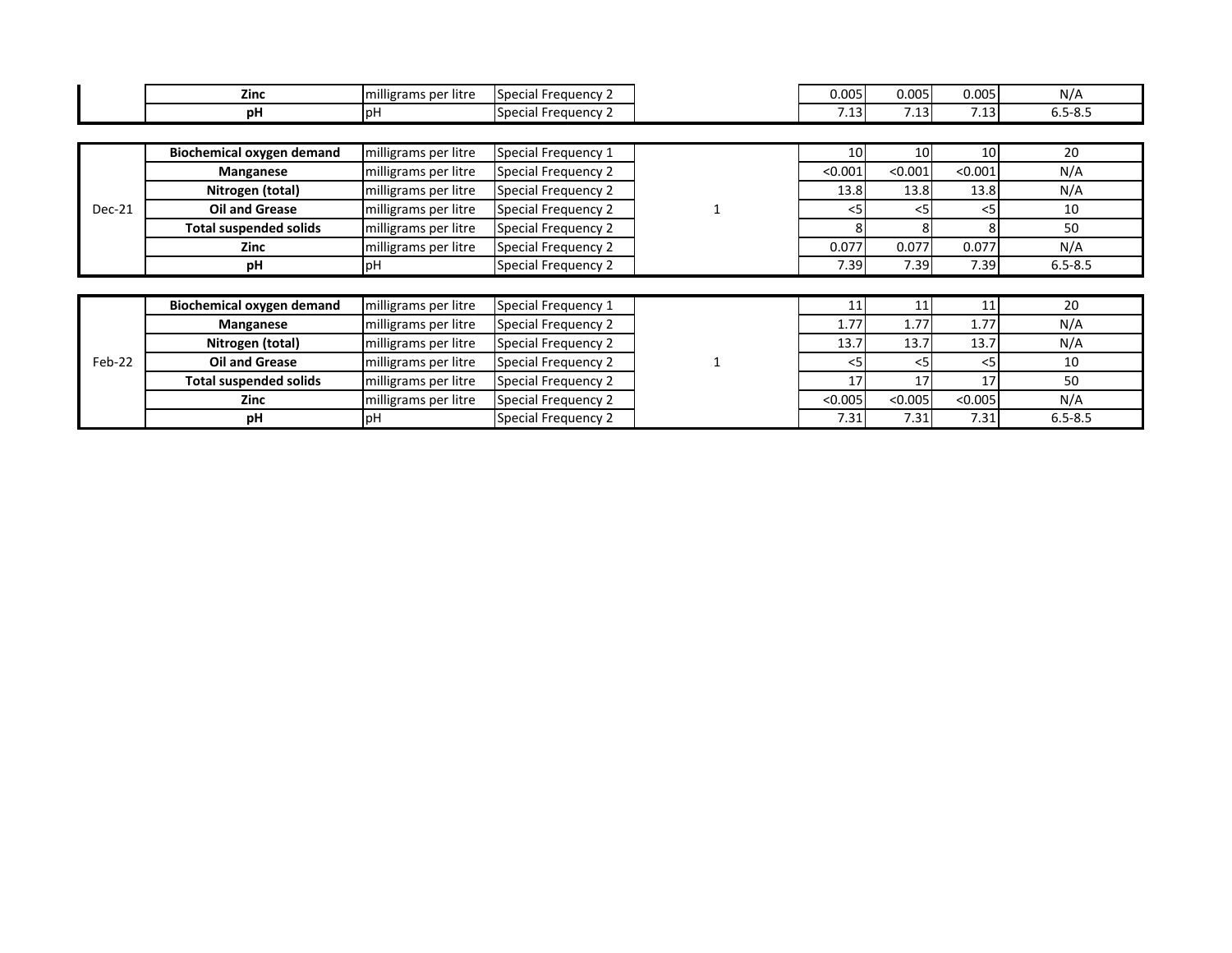| | | | | | | | | |
|---|---|---|---|---|---|---|---|---|
| | **Zinc** | milligrams per litre | Special Frequency 2 | | 0.005 | 0.005 | 0.005 | N/A |
| | **pH** | pH | Special Frequency 2 | | 7.13 | 7.13 | 7.13 | 6.5-8.5 |

| | | | | | | | | |
|---|---|---|---|---|---|---|---|---|
| Dec-21 | **Biochemical oxygen demand** | milligrams per litre | Special Frequency 1 | 1 | 10 | 10 | 10 | 20 |
| | **Manganese** | milligrams per litre | Special Frequency 2 | | <0.001 | <0.001 | <0.001 | N/A |
| | **Nitrogen (total)** | milligrams per litre | Special Frequency 2 | | 13.8 | 13.8 | 13.8 | N/A |
| | **Oil and Grease** | milligrams per litre | Special Frequency 2 | | <5 | <5 | <5 | 10 |
| | **Total suspended solids** | milligrams per litre | Special Frequency 2 | | 8 | 8 | 8 | 50 |
| | **Zinc** | milligrams per litre | Special Frequency 2 | | 0.077 | 0.077 | 0.077 | N/A |
| | **pH** | pH | Special Frequency 2 | | 7.39 | 7.39 | 7.39 | 6.5-8.5 |

| | | | | | | | | |
|---|---|---|---|---|---|---|---|---|
| Feb-22 | **Biochemical oxygen demand** | milligrams per litre | Special Frequency 1 | 1 | 11 | 11 | 11 | 20 |
| | **Manganese** | milligrams per litre | Special Frequency 2 | | 1.77 | 1.77 | 1.77 | N/A |
| | **Nitrogen (total)** | milligrams per litre | Special Frequency 2 | | 13.7 | 13.7 | 13.7 | N/A |
| | **Oil and Grease** | milligrams per litre | Special Frequency 2 | | <5 | <5 | <5 | 10 |
| | **Total suspended solids** | milligrams per litre | Special Frequency 2 | | 17 | 17 | 17 | 50 |
| | **Zinc** | milligrams per litre | Special Frequency 2 | | <0.005 | <0.005 | <0.005 | N/A |
| | **pH** | pH | Special Frequency 2 | | 7.31 | 7.31 | 7.31 | 6.5-8.5 |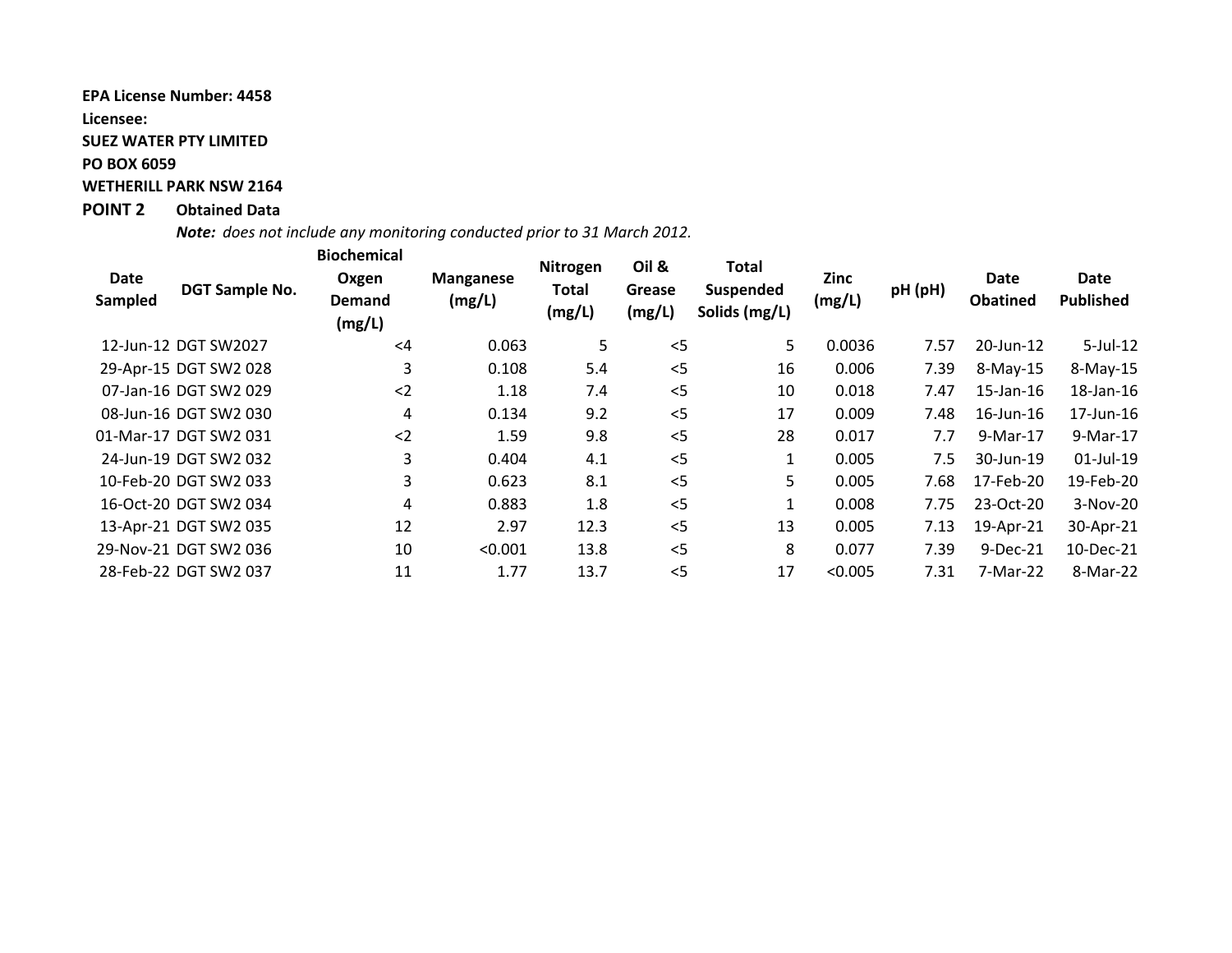**EPA License Number: 4458**

**Licensee:**

**SUEZ WATER PTY LIMITED**

**PO BOX 6059**

**WETHERILL PARK NSW 2164**

**POINT 2** **Obtained Data**

***Note:*** *does not include any monitoring conducted prior to 31 March 2012.*

| Date Sampled | DGT Sample No. | Biochemical Oxgen Demand (mg/L) | Manganese (mg/L) | Nitrogen Total (mg/L) | Oil & Grease (mg/L) | Total Suspended Solids (mg/L) | Zinc (mg/L) | pH (pH) | Date Obatined | Date Published |
|---|---|---|---|---|---|---|---|---|---|---|
| 12-Jun-12 | DGT SW2027 | <4 | 0.063 | 5 | <5 | 5 | 0.0036 | 7.57 | 20-Jun-12 | 5-Jul-12 |
| 29-Apr-15 | DGT SW2 028 | 3 | 0.108 | 5.4 | <5 | 16 | 0.006 | 7.39 | 8-May-15 | 8-May-15 |
| 07-Jan-16 | DGT SW2 029 | <2 | 1.18 | 7.4 | <5 | 10 | 0.018 | 7.47 | 15-Jan-16 | 18-Jan-16 |
| 08-Jun-16 | DGT SW2 030 | 4 | 0.134 | 9.2 | <5 | 17 | 0.009 | 7.48 | 16-Jun-16 | 17-Jun-16 |
| 01-Mar-17 | DGT SW2 031 | <2 | 1.59 | 9.8 | <5 | 28 | 0.017 | 7.7 | 9-Mar-17 | 9-Mar-17 |
| 24-Jun-19 | DGT SW2 032 | 3 | 0.404 | 4.1 | <5 | 1 | 0.005 | 7.5 | 30-Jun-19 | 01-Jul-19 |
| 10-Feb-20 | DGT SW2 033 | 3 | 0.623 | 8.1 | <5 | 5 | 0.005 | 7.68 | 17-Feb-20 | 19-Feb-20 |
| 16-Oct-20 | DGT SW2 034 | 4 | 0.883 | 1.8 | <5 | 1 | 0.008 | 7.75 | 23-Oct-20 | 3-Nov-20 |
| 13-Apr-21 | DGT SW2 035 | 12 | 2.97 | 12.3 | <5 | 13 | 0.005 | 7.13 | 19-Apr-21 | 30-Apr-21 |
| 29-Nov-21 | DGT SW2 036 | 10 | <0.001 | 13.8 | <5 | 8 | 0.077 | 7.39 | 9-Dec-21 | 10-Dec-21 |
| 28-Feb-22 | DGT SW2 037 | 11 | 1.77 | 13.7 | <5 | 17 | <0.005 | 7.31 | 7-Mar-22 | 8-Mar-22 |